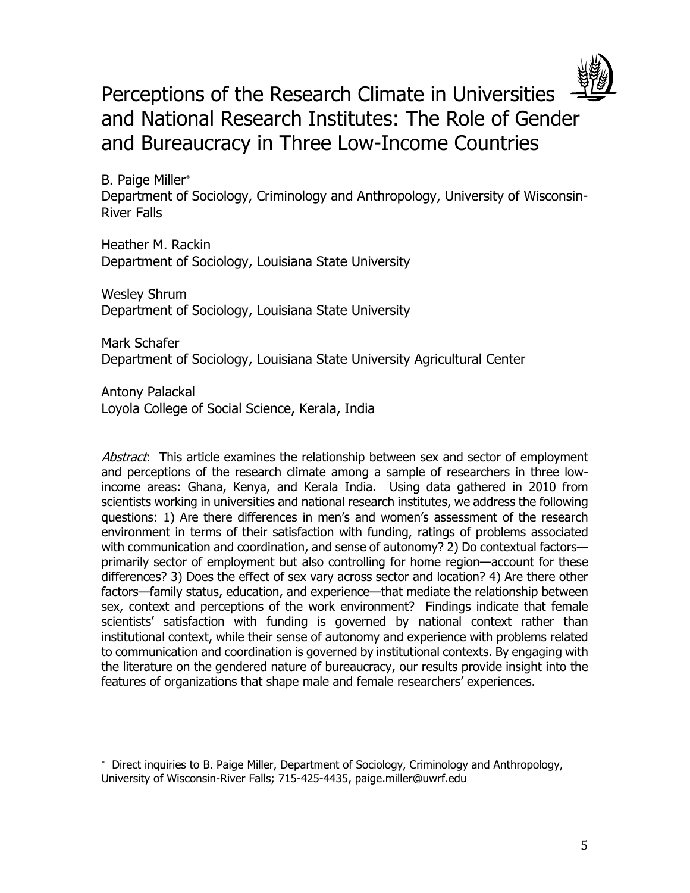# Perceptions of the Research Climate in Universities and National Research Institutes: The Role of Gender and Bureaucracy in Three Low-Income Countries

B. Paige Miller*
Department of Sociology, Criminology and Anthropology, University of Wisconsin-River Falls

Heather M. Rackin
Department of Sociology, Louisiana State University

Wesley Shrum
Department of Sociology, Louisiana State University

Mark Schafer
Department of Sociology, Louisiana State University Agricultural Center

Antony Palackal
Loyola College of Social Science, Kerala, India

---

*Abstract*: This article examines the relationship between sex and sector of employment and perceptions of the research climate among a sample of researchers in three low-income areas: Ghana, Kenya, and Kerala India. Using data gathered in 2010 from scientists working in universities and national research institutes, we address the following questions: 1) Are there differences in men's and women's assessment of the research environment in terms of their satisfaction with funding, ratings of problems associated with communication and coordination, and sense of autonomy? 2) Do contextual factors—primarily sector of employment but also controlling for home region—account for these differences? 3) Does the effect of sex vary across sector and location? 4) Are there other factors—family status, education, and experience—that mediate the relationship between sex, context and perceptions of the work environment? Findings indicate that female scientists' satisfaction with funding is governed by national context rather than institutional context, while their sense of autonomy and experience with problems related to communication and coordination is governed by institutional contexts. By engaging with the literature on the gendered nature of bureaucracy, our results provide insight into the features of organizations that shape male and female researchers' experiences.

---

* Direct inquiries to B. Paige Miller, Department of Sociology, Criminology and Anthropology, University of Wisconsin-River Falls; 715-425-4435, paige.miller@uwrf.edu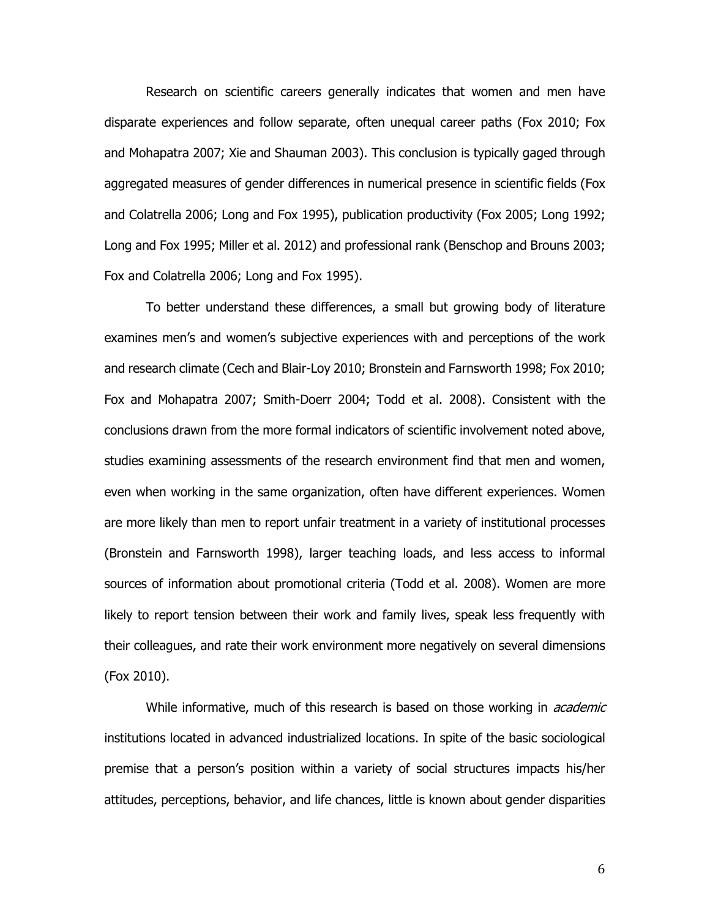Research on scientific careers generally indicates that women and men have disparate experiences and follow separate, often unequal career paths (Fox 2010; Fox and Mohapatra 2007; Xie and Shauman 2003). This conclusion is typically gaged through aggregated measures of gender differences in numerical presence in scientific fields (Fox and Colatrella 2006; Long and Fox 1995), publication productivity (Fox 2005; Long 1992; Long and Fox 1995; Miller et al. 2012) and professional rank (Benschop and Brouns 2003; Fox and Colatrella 2006; Long and Fox 1995).

To better understand these differences, a small but growing body of literature examines men's and women's subjective experiences with and perceptions of the work and research climate (Cech and Blair-Loy 2010; Bronstein and Farnsworth 1998; Fox 2010; Fox and Mohapatra 2007; Smith-Doerr 2004; Todd et al. 2008). Consistent with the conclusions drawn from the more formal indicators of scientific involvement noted above, studies examining assessments of the research environment find that men and women, even when working in the same organization, often have different experiences. Women are more likely than men to report unfair treatment in a variety of institutional processes (Bronstein and Farnsworth 1998), larger teaching loads, and less access to informal sources of information about promotional criteria (Todd et al. 2008). Women are more likely to report tension between their work and family lives, speak less frequently with their colleagues, and rate their work environment more negatively on several dimensions (Fox 2010).

While informative, much of this research is based on those working in *academic* institutions located in advanced industrialized locations. In spite of the basic sociological premise that a person's position within a variety of social structures impacts his/her attitudes, perceptions, behavior, and life chances, little is known about gender disparities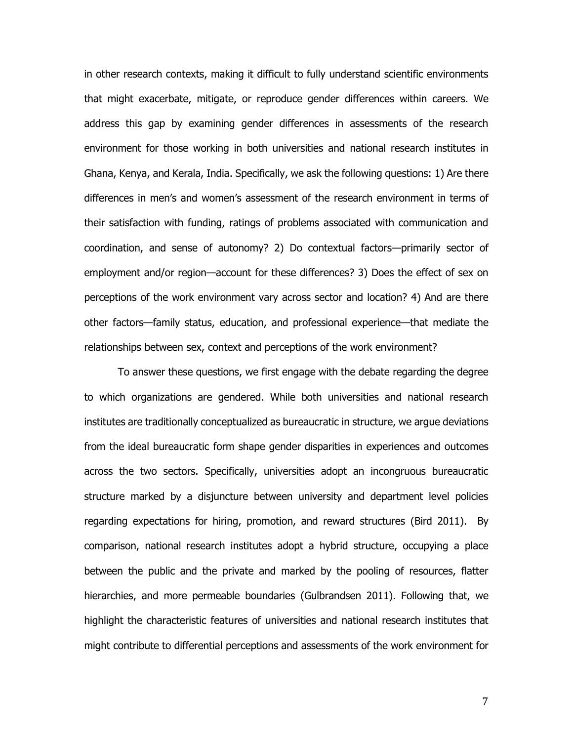in other research contexts, making it difficult to fully understand scientific environments that might exacerbate, mitigate, or reproduce gender differences within careers. We address this gap by examining gender differences in assessments of the research environment for those working in both universities and national research institutes in Ghana, Kenya, and Kerala, India. Specifically, we ask the following questions: 1) Are there differences in men's and women's assessment of the research environment in terms of their satisfaction with funding, ratings of problems associated with communication and coordination, and sense of autonomy? 2) Do contextual factors—primarily sector of employment and/or region—account for these differences? 3) Does the effect of sex on perceptions of the work environment vary across sector and location? 4) And are there other factors—family status, education, and professional experience—that mediate the relationships between sex, context and perceptions of the work environment?

To answer these questions, we first engage with the debate regarding the degree to which organizations are gendered. While both universities and national research institutes are traditionally conceptualized as bureaucratic in structure, we argue deviations from the ideal bureaucratic form shape gender disparities in experiences and outcomes across the two sectors. Specifically, universities adopt an incongruous bureaucratic structure marked by a disjuncture between university and department level policies regarding expectations for hiring, promotion, and reward structures (Bird 2011). By comparison, national research institutes adopt a hybrid structure, occupying a place between the public and the private and marked by the pooling of resources, flatter hierarchies, and more permeable boundaries (Gulbrandsen 2011). Following that, we highlight the characteristic features of universities and national research institutes that might contribute to differential perceptions and assessments of the work environment for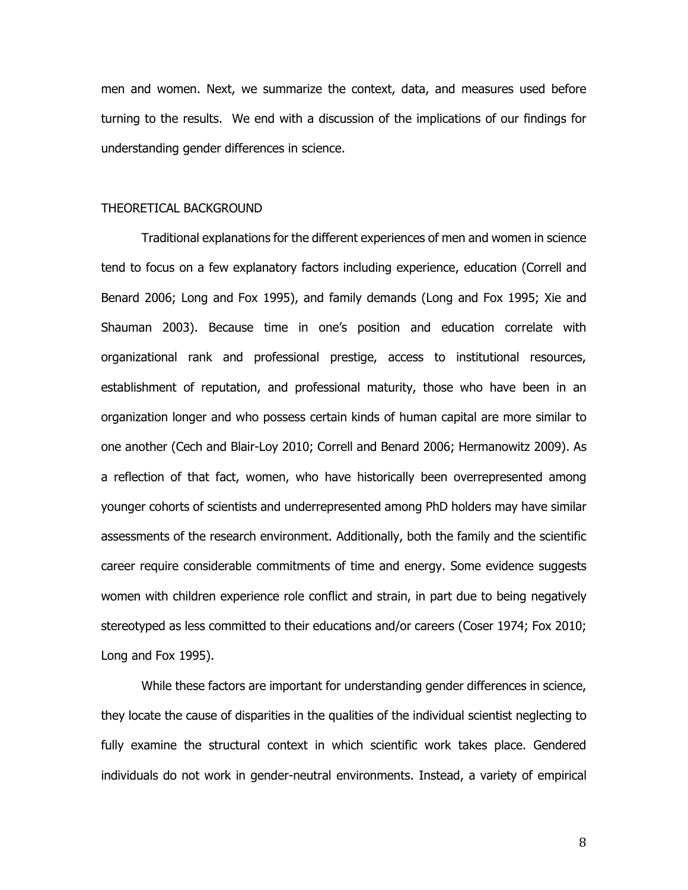men and women. Next, we summarize the context, data, and measures used before turning to the results. We end with a discussion of the implications of our findings for understanding gender differences in science.

## THEORETICAL BACKGROUND

Traditional explanations for the different experiences of men and women in science tend to focus on a few explanatory factors including experience, education (Correll and Benard 2006; Long and Fox 1995), and family demands (Long and Fox 1995; Xie and Shauman 2003). Because time in one's position and education correlate with organizational rank and professional prestige, access to institutional resources, establishment of reputation, and professional maturity, those who have been in an organization longer and who possess certain kinds of human capital are more similar to one another (Cech and Blair-Loy 2010; Correll and Benard 2006; Hermanowitz 2009). As a reflection of that fact, women, who have historically been overrepresented among younger cohorts of scientists and underrepresented among PhD holders may have similar assessments of the research environment. Additionally, both the family and the scientific career require considerable commitments of time and energy. Some evidence suggests women with children experience role conflict and strain, in part due to being negatively stereotyped as less committed to their educations and/or careers (Coser 1974; Fox 2010; Long and Fox 1995).

While these factors are important for understanding gender differences in science, they locate the cause of disparities in the qualities of the individual scientist neglecting to fully examine the structural context in which scientific work takes place. Gendered individuals do not work in gender-neutral environments. Instead, a variety of empirical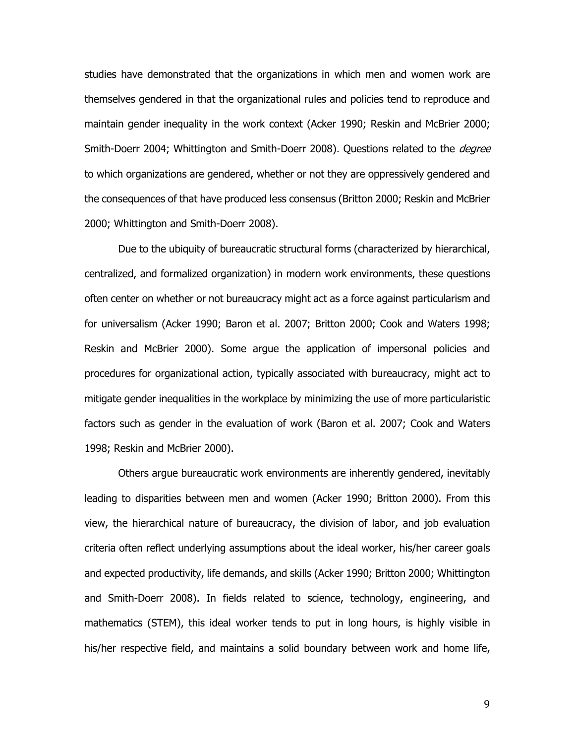studies have demonstrated that the organizations in which men and women work are themselves gendered in that the organizational rules and policies tend to reproduce and maintain gender inequality in the work context (Acker 1990; Reskin and McBrier 2000; Smith-Doerr 2004; Whittington and Smith-Doerr 2008). Questions related to the *degree* to which organizations are gendered, whether or not they are oppressively gendered and the consequences of that have produced less consensus (Britton 2000; Reskin and McBrier 2000; Whittington and Smith-Doerr 2008).

Due to the ubiquity of bureaucratic structural forms (characterized by hierarchical, centralized, and formalized organization) in modern work environments, these questions often center on whether or not bureaucracy might act as a force against particularism and for universalism (Acker 1990; Baron et al. 2007; Britton 2000; Cook and Waters 1998; Reskin and McBrier 2000). Some argue the application of impersonal policies and procedures for organizational action, typically associated with bureaucracy, might act to mitigate gender inequalities in the workplace by minimizing the use of more particularistic factors such as gender in the evaluation of work (Baron et al. 2007; Cook and Waters 1998; Reskin and McBrier 2000).

Others argue bureaucratic work environments are inherently gendered, inevitably leading to disparities between men and women (Acker 1990; Britton 2000). From this view, the hierarchical nature of bureaucracy, the division of labor, and job evaluation criteria often reflect underlying assumptions about the ideal worker, his/her career goals and expected productivity, life demands, and skills (Acker 1990; Britton 2000; Whittington and Smith-Doerr 2008). In fields related to science, technology, engineering, and mathematics (STEM), this ideal worker tends to put in long hours, is highly visible in his/her respective field, and maintains a solid boundary between work and home life,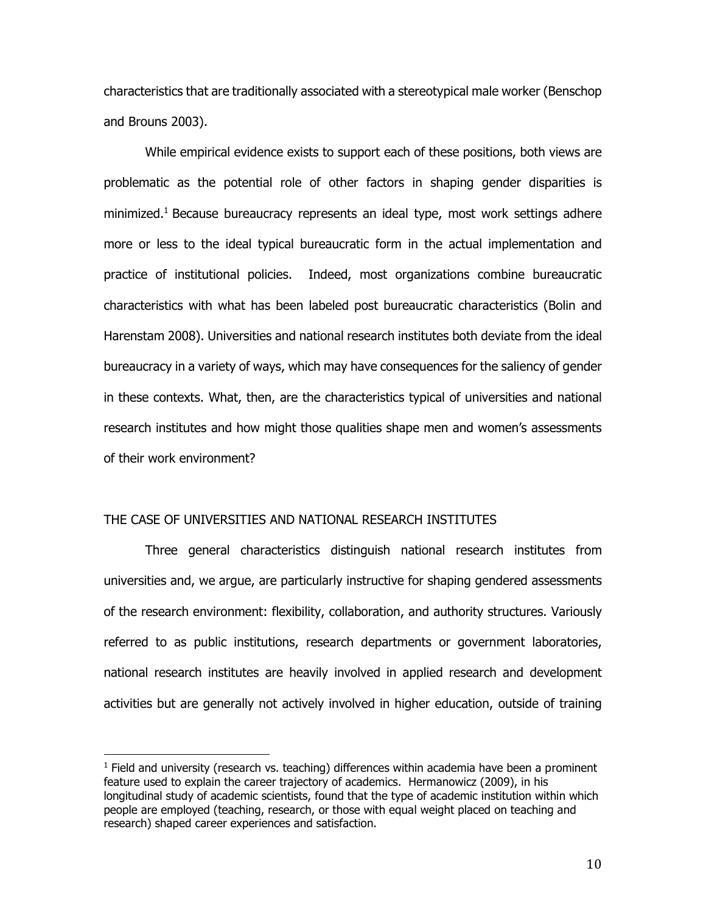characteristics that are traditionally associated with a stereotypical male worker (Benschop and Brouns 2003).

While empirical evidence exists to support each of these positions, both views are problematic as the potential role of other factors in shaping gender disparities is minimized.[1] Because bureaucracy represents an ideal type, most work settings adhere more or less to the ideal typical bureaucratic form in the actual implementation and practice of institutional policies. Indeed, most organizations combine bureaucratic characteristics with what has been labeled post bureaucratic characteristics (Bolin and Harenstam 2008). Universities and national research institutes both deviate from the ideal bureaucracy in a variety of ways, which may have consequences for the saliency of gender in these contexts. What, then, are the characteristics typical of universities and national research institutes and how might those qualities shape men and women's assessments of their work environment?

## THE CASE OF UNIVERSITIES AND NATIONAL RESEARCH INSTITUTES

Three general characteristics distinguish national research institutes from universities and, we argue, are particularly instructive for shaping gendered assessments of the research environment: flexibility, collaboration, and authority structures. Variously referred to as public institutions, research departments or government laboratories, national research institutes are heavily involved in applied research and development activities but are generally not actively involved in higher education, outside of training

---

[1] Field and university (research vs. teaching) differences within academia have been a prominent feature used to explain the career trajectory of academics. Hermanowicz (2009), in his longitudinal study of academic scientists, found that the type of academic institution within which people are employed (teaching, research, or those with equal weight placed on teaching and research) shaped career experiences and satisfaction.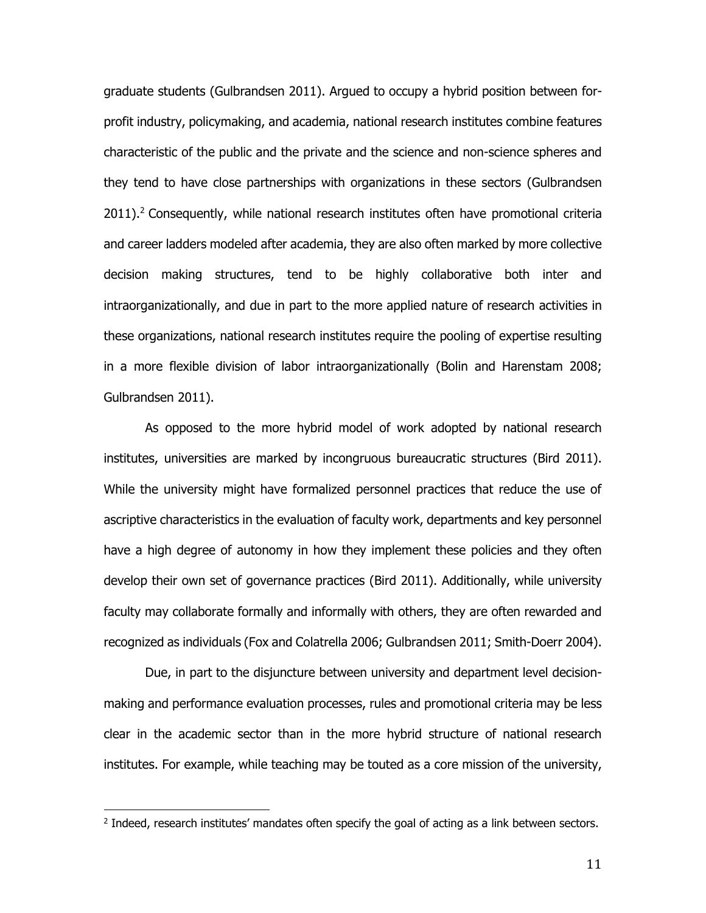graduate students (Gulbrandsen 2011). Argued to occupy a hybrid position between for-profit industry, policymaking, and academia, national research institutes combine features characteristic of the public and the private and the science and non-science spheres and they tend to have close partnerships with organizations in these sectors (Gulbrandsen 2011).[2] Consequently, while national research institutes often have promotional criteria and career ladders modeled after academia, they are also often marked by more collective decision making structures, tend to be highly collaborative both inter and intraorganizationally, and due in part to the more applied nature of research activities in these organizations, national research institutes require the pooling of expertise resulting in a more flexible division of labor intraorganizationally (Bolin and Harenstam 2008; Gulbrandsen 2011).

As opposed to the more hybrid model of work adopted by national research institutes, universities are marked by incongruous bureaucratic structures (Bird 2011). While the university might have formalized personnel practices that reduce the use of ascriptive characteristics in the evaluation of faculty work, departments and key personnel have a high degree of autonomy in how they implement these policies and they often develop their own set of governance practices (Bird 2011). Additionally, while university faculty may collaborate formally and informally with others, they are often rewarded and recognized as individuals (Fox and Colatrella 2006; Gulbrandsen 2011; Smith-Doerr 2004).

Due, in part to the disjuncture between university and department level decision-making and performance evaluation processes, rules and promotional criteria may be less clear in the academic sector than in the more hybrid structure of national research institutes. For example, while teaching may be touted as a core mission of the university,

[2] Indeed, research institutes' mandates often specify the goal of acting as a link between sectors.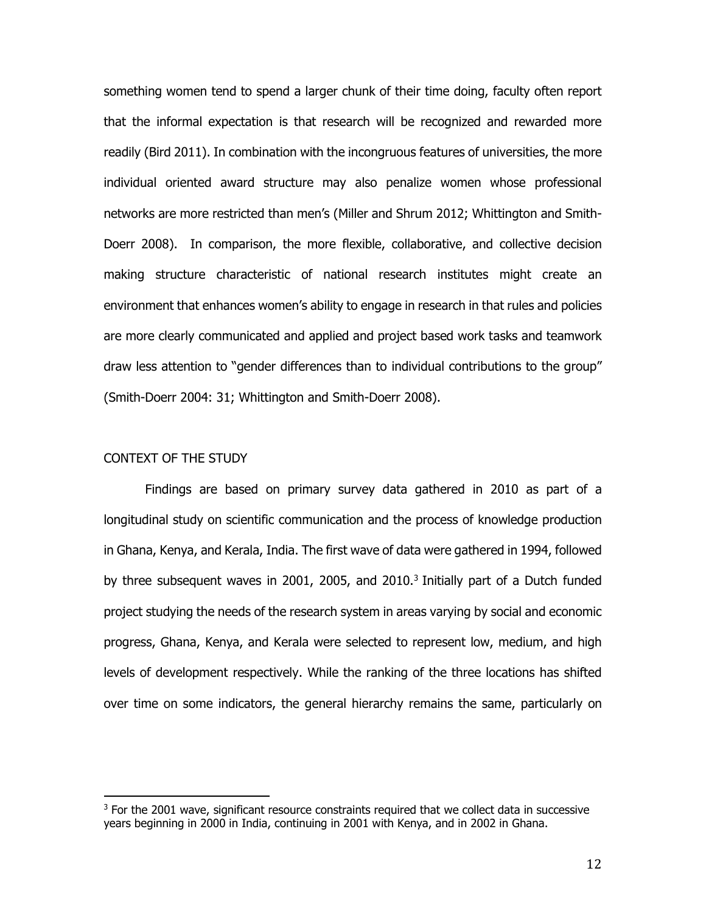something women tend to spend a larger chunk of their time doing, faculty often report that the informal expectation is that research will be recognized and rewarded more readily (Bird 2011). In combination with the incongruous features of universities, the more individual oriented award structure may also penalize women whose professional networks are more restricted than men's (Miller and Shrum 2012; Whittington and Smith-Doerr 2008). In comparison, the more flexible, collaborative, and collective decision making structure characteristic of national research institutes might create an environment that enhances women's ability to engage in research in that rules and policies are more clearly communicated and applied and project based work tasks and teamwork draw less attention to "gender differences than to individual contributions to the group" (Smith-Doerr 2004: 31; Whittington and Smith-Doerr 2008).

## CONTEXT OF THE STUDY

Findings are based on primary survey data gathered in 2010 as part of a longitudinal study on scientific communication and the process of knowledge production in Ghana, Kenya, and Kerala, India. The first wave of data were gathered in 1994, followed by three subsequent waves in 2001, 2005, and 2010.[3] Initially part of a Dutch funded project studying the needs of the research system in areas varying by social and economic progress, Ghana, Kenya, and Kerala were selected to represent low, medium, and high levels of development respectively. While the ranking of the three locations has shifted over time on some indicators, the general hierarchy remains the same, particularly on

[3] For the 2001 wave, significant resource constraints required that we collect data in successive years beginning in 2000 in India, continuing in 2001 with Kenya, and in 2002 in Ghana.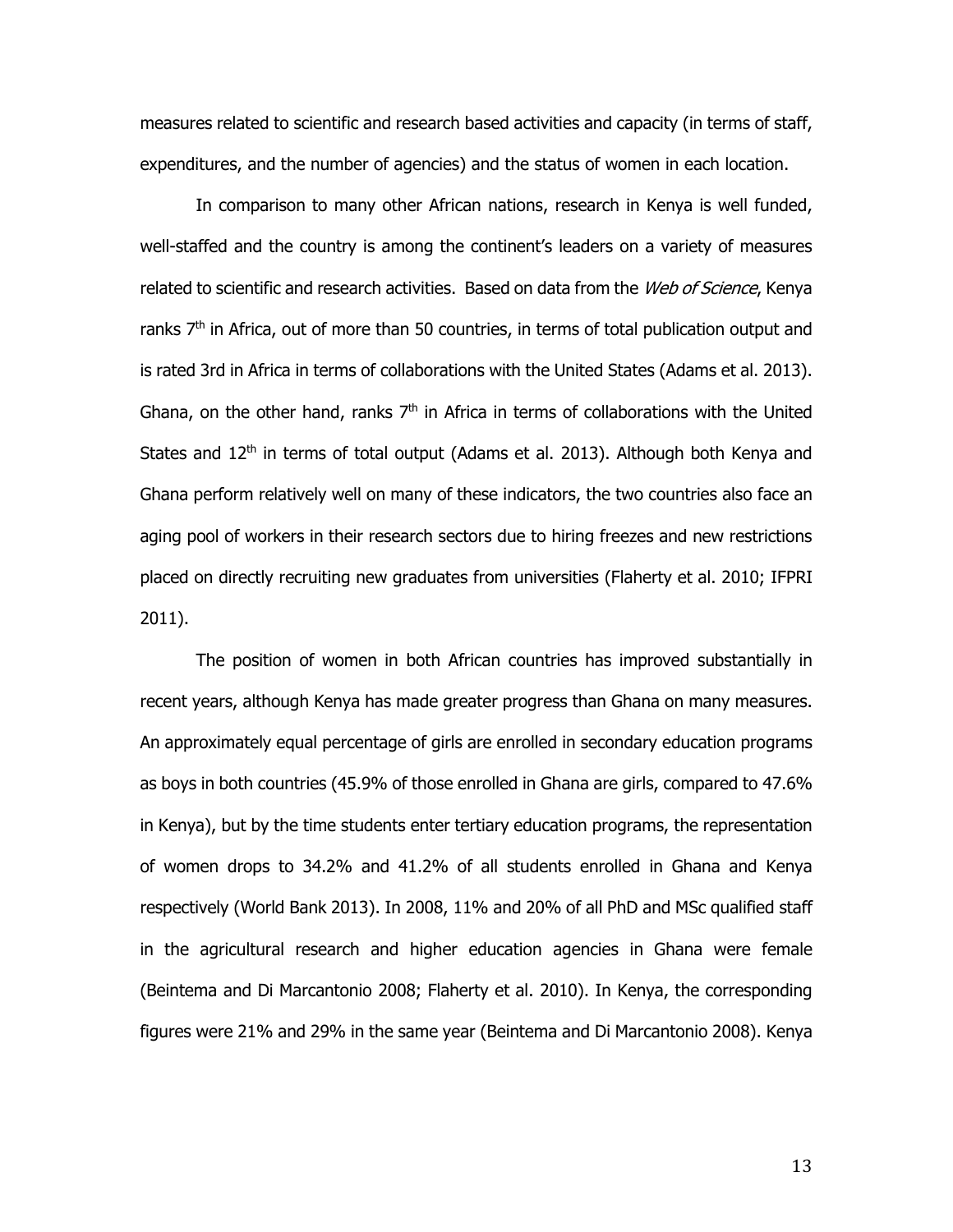measures related to scientific and research based activities and capacity (in terms of staff, expenditures, and the number of agencies) and the status of women in each location.

In comparison to many other African nations, research in Kenya is well funded, well-staffed and the country is among the continent's leaders on a variety of measures related to scientific and research activities. Based on data from the *Web of Science*, Kenya ranks 7th in Africa, out of more than 50 countries, in terms of total publication output and is rated 3rd in Africa in terms of collaborations with the United States (Adams et al. 2013). Ghana, on the other hand, ranks 7th in Africa in terms of collaborations with the United States and 12th in terms of total output (Adams et al. 2013). Although both Kenya and Ghana perform relatively well on many of these indicators, the two countries also face an aging pool of workers in their research sectors due to hiring freezes and new restrictions placed on directly recruiting new graduates from universities (Flaherty et al. 2010; IFPRI 2011).

The position of women in both African countries has improved substantially in recent years, although Kenya has made greater progress than Ghana on many measures. An approximately equal percentage of girls are enrolled in secondary education programs as boys in both countries (45.9% of those enrolled in Ghana are girls, compared to 47.6% in Kenya), but by the time students enter tertiary education programs, the representation of women drops to 34.2% and 41.2% of all students enrolled in Ghana and Kenya respectively (World Bank 2013). In 2008, 11% and 20% of all PhD and MSc qualified staff in the agricultural research and higher education agencies in Ghana were female (Beintema and Di Marcantonio 2008; Flaherty et al. 2010). In Kenya, the corresponding figures were 21% and 29% in the same year (Beintema and Di Marcantonio 2008). Kenya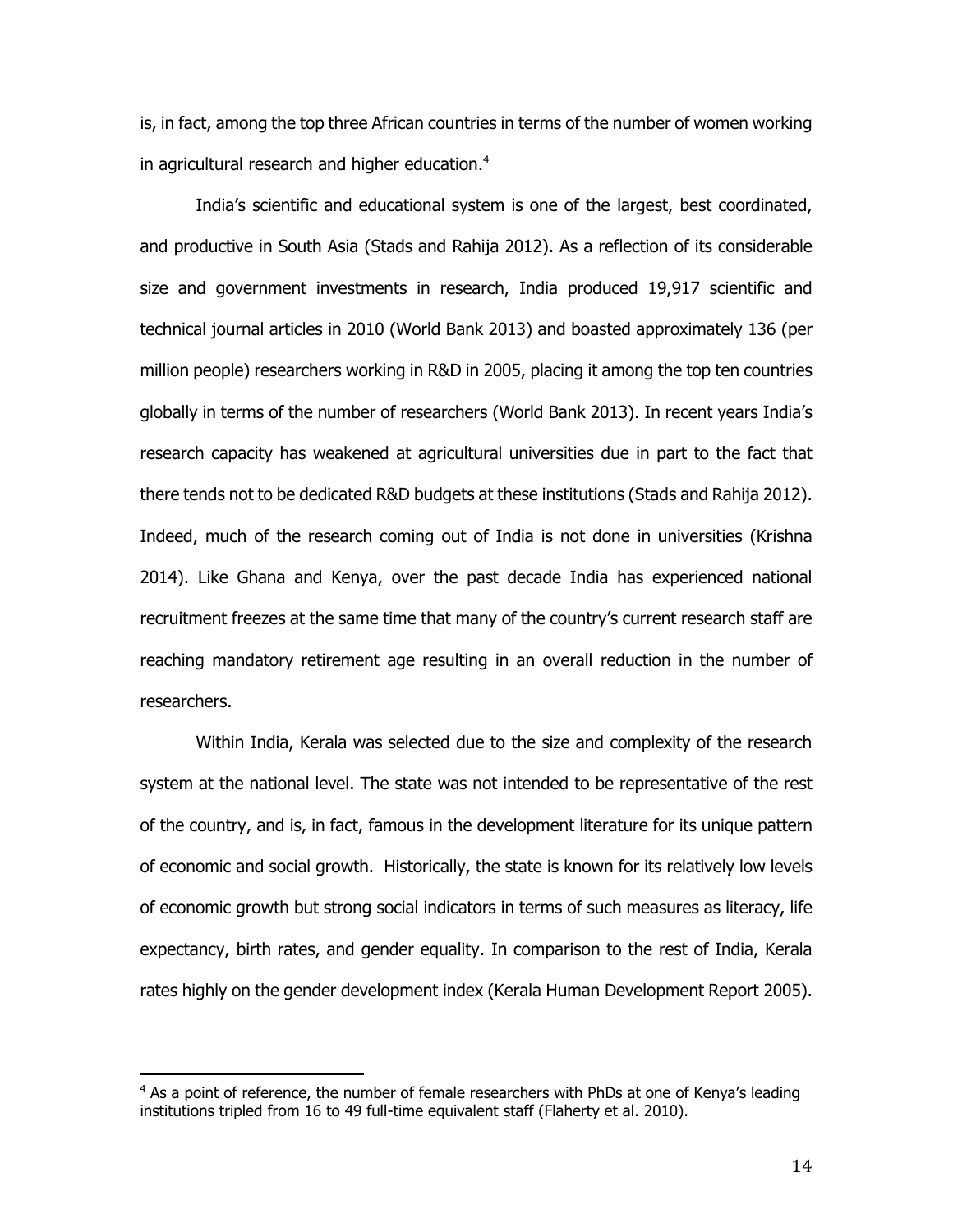is, in fact, among the top three African countries in terms of the number of women working in agricultural research and higher education.[4]

India's scientific and educational system is one of the largest, best coordinated, and productive in South Asia (Stads and Rahija 2012). As a reflection of its considerable size and government investments in research, India produced 19,917 scientific and technical journal articles in 2010 (World Bank 2013) and boasted approximately 136 (per million people) researchers working in R&D in 2005, placing it among the top ten countries globally in terms of the number of researchers (World Bank 2013). In recent years India's research capacity has weakened at agricultural universities due in part to the fact that there tends not to be dedicated R&D budgets at these institutions (Stads and Rahija 2012). Indeed, much of the research coming out of India is not done in universities (Krishna 2014). Like Ghana and Kenya, over the past decade India has experienced national recruitment freezes at the same time that many of the country's current research staff are reaching mandatory retirement age resulting in an overall reduction in the number of researchers.

Within India, Kerala was selected due to the size and complexity of the research system at the national level. The state was not intended to be representative of the rest of the country, and is, in fact, famous in the development literature for its unique pattern of economic and social growth. Historically, the state is known for its relatively low levels of economic growth but strong social indicators in terms of such measures as literacy, life expectancy, birth rates, and gender equality. In comparison to the rest of India, Kerala rates highly on the gender development index (Kerala Human Development Report 2005).

[4] As a point of reference, the number of female researchers with PhDs at one of Kenya's leading institutions tripled from 16 to 49 full-time equivalent staff (Flaherty et al. 2010).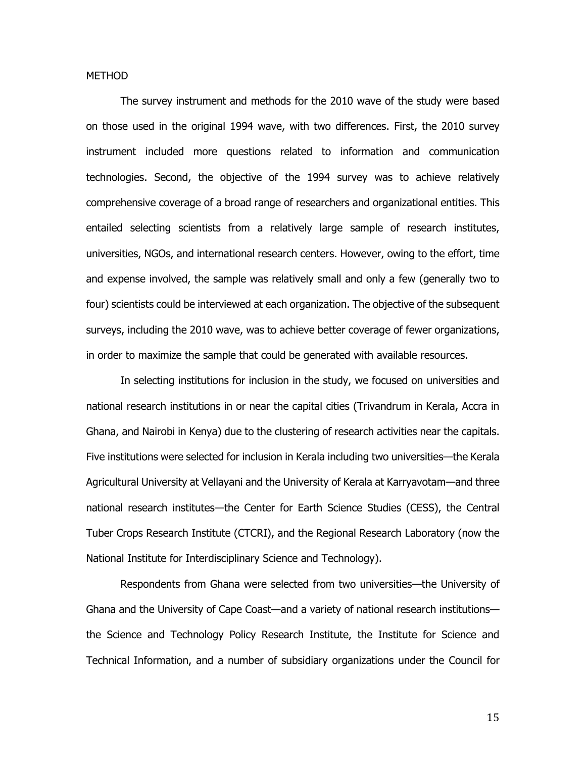## METHOD

The survey instrument and methods for the 2010 wave of the study were based on those used in the original 1994 wave, with two differences. First, the 2010 survey instrument included more questions related to information and communication technologies. Second, the objective of the 1994 survey was to achieve relatively comprehensive coverage of a broad range of researchers and organizational entities. This entailed selecting scientists from a relatively large sample of research institutes, universities, NGOs, and international research centers. However, owing to the effort, time and expense involved, the sample was relatively small and only a few (generally two to four) scientists could be interviewed at each organization. The objective of the subsequent surveys, including the 2010 wave, was to achieve better coverage of fewer organizations, in order to maximize the sample that could be generated with available resources.

In selecting institutions for inclusion in the study, we focused on universities and national research institutions in or near the capital cities (Trivandrum in Kerala, Accra in Ghana, and Nairobi in Kenya) due to the clustering of research activities near the capitals. Five institutions were selected for inclusion in Kerala including two universities—the Kerala Agricultural University at Vellayani and the University of Kerala at Karryavotam—and three national research institutes—the Center for Earth Science Studies (CESS), the Central Tuber Crops Research Institute (CTCRI), and the Regional Research Laboratory (now the National Institute for Interdisciplinary Science and Technology).

Respondents from Ghana were selected from two universities—the University of Ghana and the University of Cape Coast—and a variety of national research institutions—the Science and Technology Policy Research Institute, the Institute for Science and Technical Information, and a number of subsidiary organizations under the Council for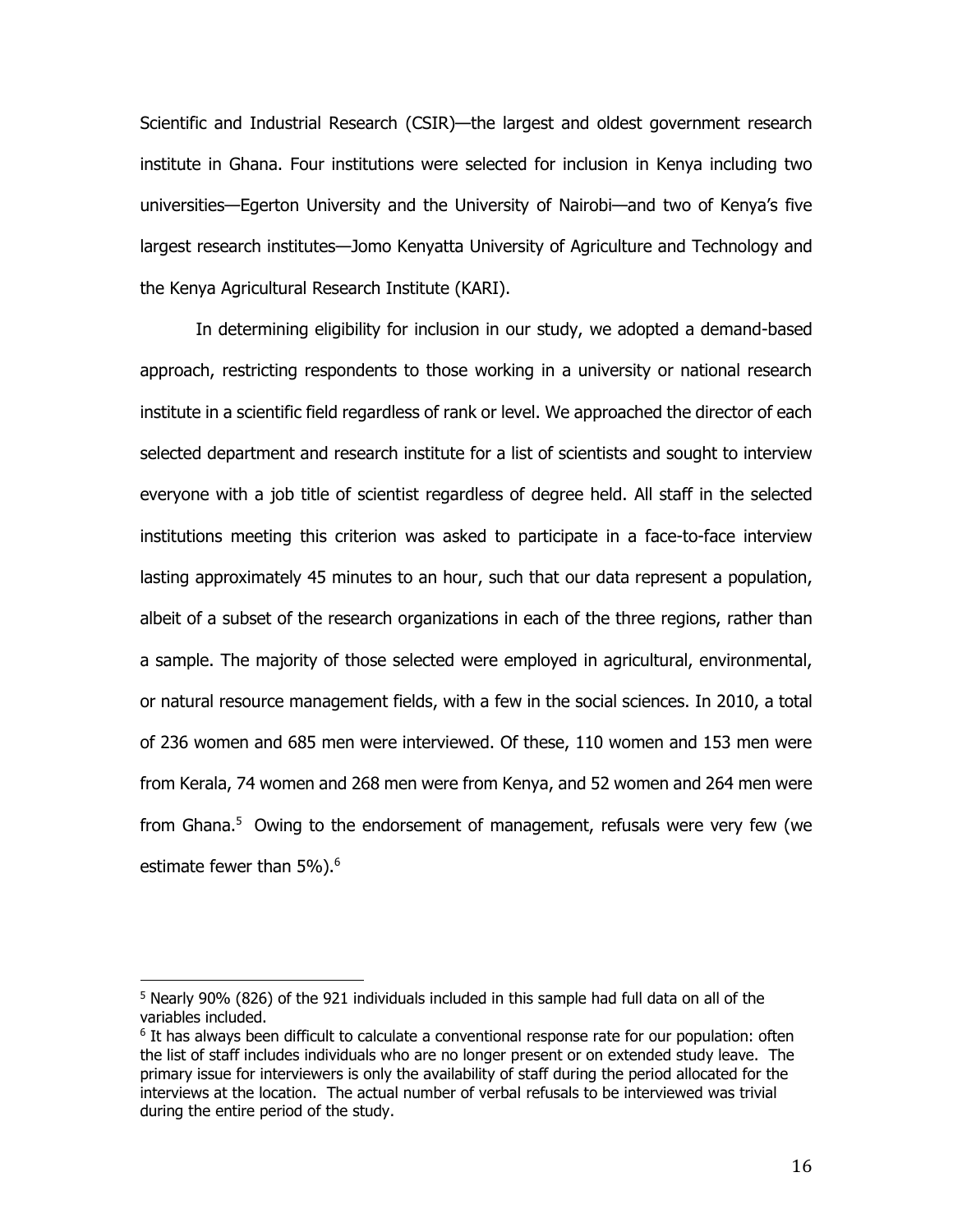Scientific and Industrial Research (CSIR)—the largest and oldest government research institute in Ghana. Four institutions were selected for inclusion in Kenya including two universities—Egerton University and the University of Nairobi—and two of Kenya's five largest research institutes—Jomo Kenyatta University of Agriculture and Technology and the Kenya Agricultural Research Institute (KARI).

In determining eligibility for inclusion in our study, we adopted a demand-based approach, restricting respondents to those working in a university or national research institute in a scientific field regardless of rank or level. We approached the director of each selected department and research institute for a list of scientists and sought to interview everyone with a job title of scientist regardless of degree held. All staff in the selected institutions meeting this criterion was asked to participate in a face-to-face interview lasting approximately 45 minutes to an hour, such that our data represent a population, albeit of a subset of the research organizations in each of the three regions, rather than a sample. The majority of those selected were employed in agricultural, environmental, or natural resource management fields, with a few in the social sciences. In 2010, a total of 236 women and 685 men were interviewed. Of these, 110 women and 153 men were from Kerala, 74 women and 268 men were from Kenya, and 52 women and 264 men were from Ghana.[5] Owing to the endorsement of management, refusals were very few (we estimate fewer than 5%).[6]

---

[5] Nearly 90% (826) of the 921 individuals included in this sample had full data on all of the variables included.

[6] It has always been difficult to calculate a conventional response rate for our population: often the list of staff includes individuals who are no longer present or on extended study leave. The primary issue for interviewers is only the availability of staff during the period allocated for the interviews at the location. The actual number of verbal refusals to be interviewed was trivial during the entire period of the study.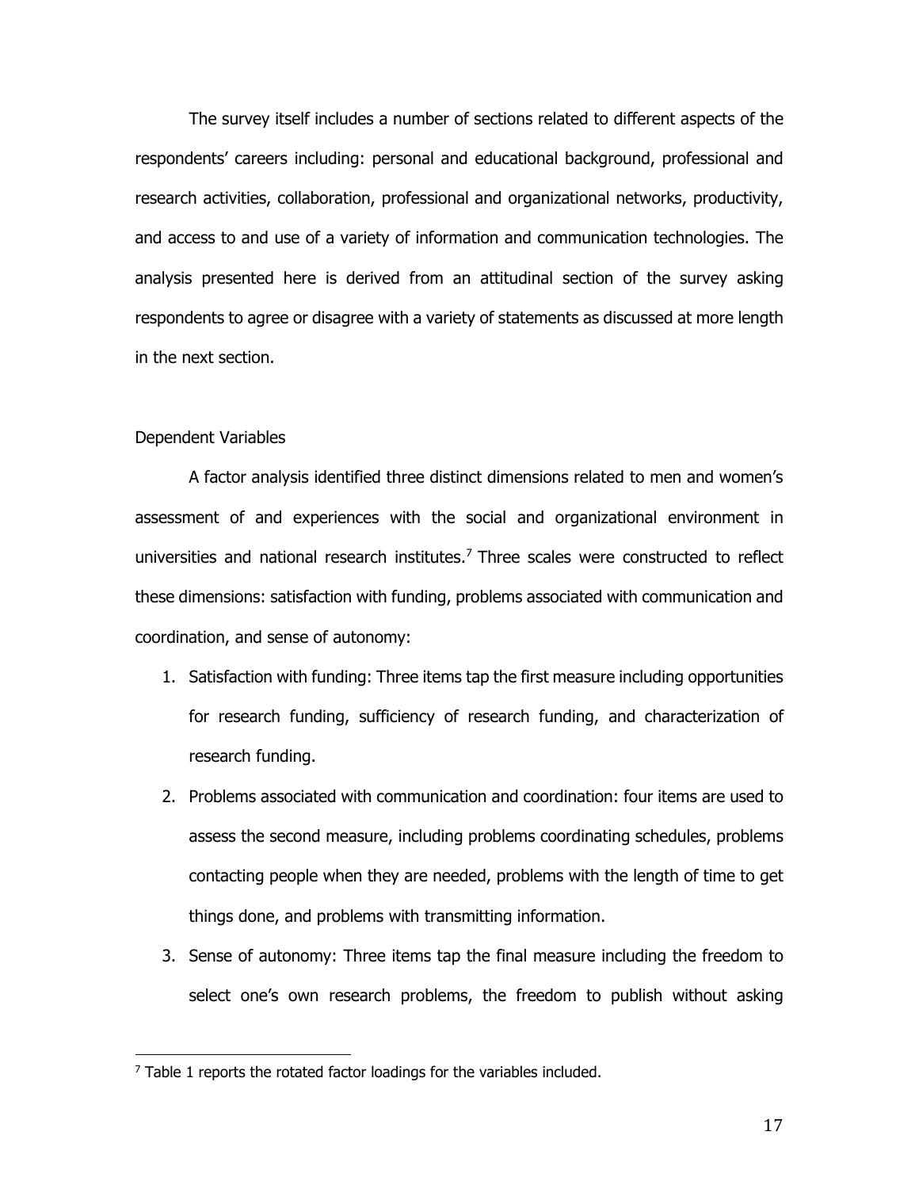The survey itself includes a number of sections related to different aspects of the respondents' careers including: personal and educational background, professional and research activities, collaboration, professional and organizational networks, productivity, and access to and use of a variety of information and communication technologies. The analysis presented here is derived from an attitudinal section of the survey asking respondents to agree or disagree with a variety of statements as discussed at more length in the next section.

## Dependent Variables

A factor analysis identified three distinct dimensions related to men and women's assessment of and experiences with the social and organizational environment in universities and national research institutes.[7] Three scales were constructed to reflect these dimensions: satisfaction with funding, problems associated with communication and coordination, and sense of autonomy:

1. Satisfaction with funding: Three items tap the first measure including opportunities for research funding, sufficiency of research funding, and characterization of research funding.
2. Problems associated with communication and coordination: four items are used to assess the second measure, including problems coordinating schedules, problems contacting people when they are needed, problems with the length of time to get things done, and problems with transmitting information.
3. Sense of autonomy: Three items tap the final measure including the freedom to select one's own research problems, the freedom to publish without asking

[7] Table 1 reports the rotated factor loadings for the variables included.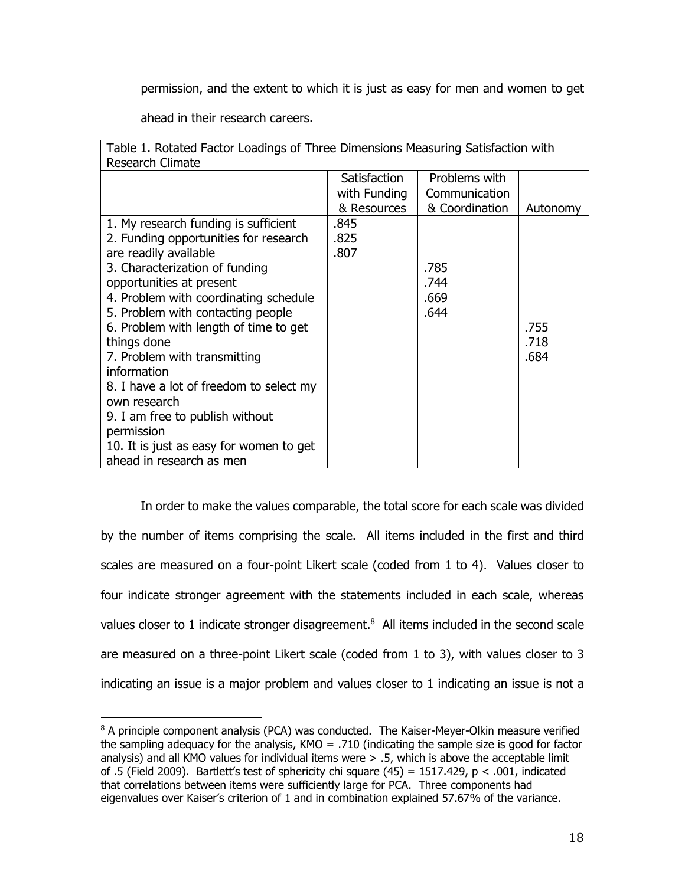permission, and the extent to which it is just as easy for men and women to get ahead in their research careers.

Table 1. Rotated Factor Loadings of Three Dimensions Measuring Satisfaction with Research Climate

| | Satisfaction with Funding & Resources | Problems with Communication & Coordination | Autonomy |
|---|---|---|---|
| 1. My research funding is sufficient | .845 | | |
| 2. Funding opportunities for research are readily available | .825 | | |
| 3. Characterization of funding opportunities at present | .807 | | |
| 4. Problem with coordinating schedule | | .785 | |
| 5. Problem with contacting people | | .744 | |
| 6. Problem with length of time to get things done | | .669 | |
| 7. Problem with transmitting information | | .644 | |
| 8. I have a lot of freedom to select my own research | | | .755 |
| 9. I am free to publish without permission | | | .718 |
| 10. It is just as easy for women to get ahead in research as men | | | .684 |

In order to make the values comparable, the total score for each scale was divided by the number of items comprising the scale. All items included in the first and third scales are measured on a four-point Likert scale (coded from 1 to 4). Values closer to four indicate stronger agreement with the statements included in each scale, whereas values closer to 1 indicate stronger disagreement.[8] All items included in the second scale are measured on a three-point Likert scale (coded from 1 to 3), with values closer to 3 indicating an issue is a major problem and values closer to 1 indicating an issue is not a

[8] A principle component analysis (PCA) was conducted. The Kaiser-Meyer-Olkin measure verified the sampling adequacy for the analysis, KMO = .710 (indicating the sample size is good for factor analysis) and all KMO values for individual items were > .5, which is above the acceptable limit of .5 (Field 2009). Bartlett's test of sphericity chi square (45) = 1517.429, $p < .001$, indicated that correlations between items were sufficiently large for PCA. Three components had eigenvalues over Kaiser's criterion of 1 and in combination explained 57.67% of the variance.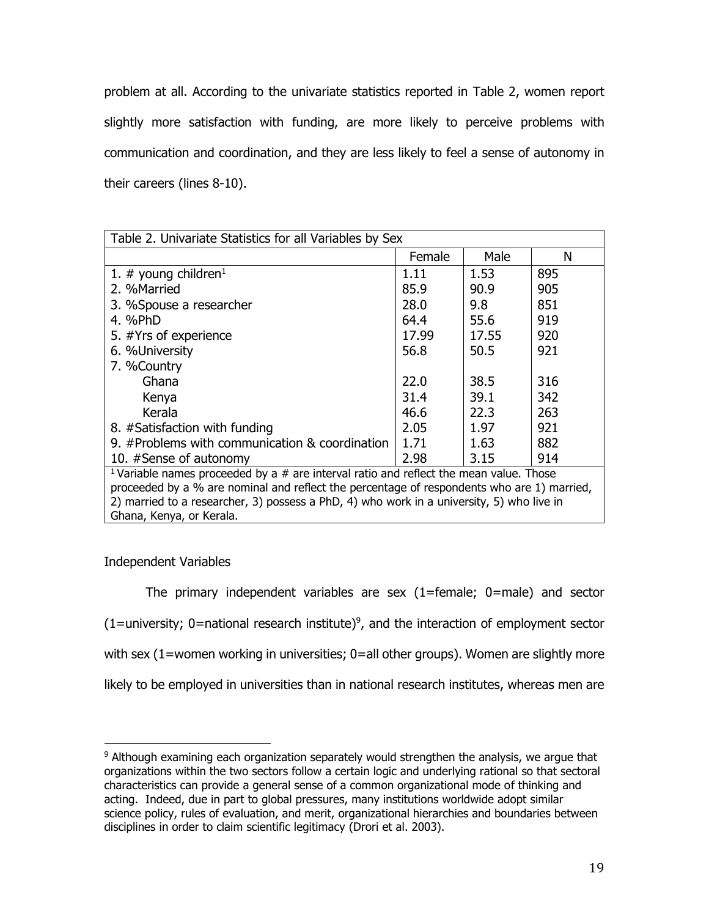problem at all. According to the univariate statistics reported in Table 2, women report slightly more satisfaction with funding, are more likely to perceive problems with communication and coordination, and they are less likely to feel a sense of autonomy in their careers (lines 8-10).

| Table 2. Univariate Statistics for all Variables by Sex | | | |
|---|---|---|---|
| | Female | Male | N |
| 1. # young children[1] | 1.11 | 1.53 | 895 |
| 2. %Married | 85.9 | 90.9 | 905 |
| 3. %Spouse a researcher | 28.0 | 9.8 | 851 |
| 4. %PhD | 64.4 | 55.6 | 919 |
| 5. #Yrs of experience | 17.99 | 17.55 | 920 |
| 6. %University | 56.8 | 50.5 | 921 |
| 7. %Country | | | |
| Ghana | 22.0 | 38.5 | 316 |
| Kenya | 31.4 | 39.1 | 342 |
| Kerala | 46.6 | 22.3 | 263 |
| 8. #Satisfaction with funding | 2.05 | 1.97 | 921 |
| 9. #Problems with communication & coordination | 1.71 | 1.63 | 882 |
| 10. #Sense of autonomy | 2.98 | 3.15 | 914 |

[1] Variable names proceeded by a # are interval ratio and reflect the mean value. Those proceeded by a % are nominal and reflect the percentage of respondents who are 1) married, 2) married to a researcher, 3) possess a PhD, 4) who work in a university, 5) who live in Ghana, Kenya, or Kerala.

Independent Variables

The primary independent variables are sex (1=female; 0=male) and sector (1=university; 0=national research institute)[9], and the interaction of employment sector with sex (1=women working in universities; 0=all other groups). Women are slightly more likely to be employed in universities than in national research institutes, whereas men are

[9] Although examining each organization separately would strengthen the analysis, we argue that organizations within the two sectors follow a certain logic and underlying rational so that sectoral characteristics can provide a general sense of a common organizational mode of thinking and acting. Indeed, due in part to global pressures, many institutions worldwide adopt similar science policy, rules of evaluation, and merit, organizational hierarchies and boundaries between disciplines in order to claim scientific legitimacy (Drori et al. 2003).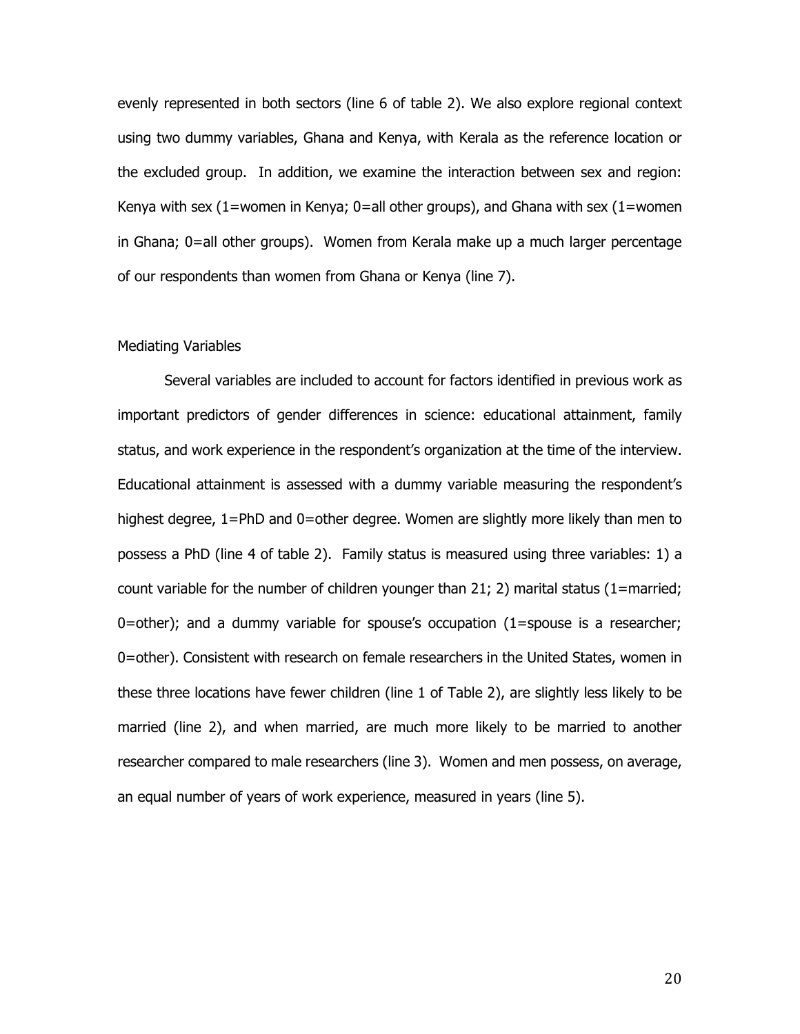evenly represented in both sectors (line 6 of table 2). We also explore regional context using two dummy variables, Ghana and Kenya, with Kerala as the reference location or the excluded group. In addition, we examine the interaction between sex and region: Kenya with sex (1=women in Kenya; 0=all other groups), and Ghana with sex (1=women in Ghana; 0=all other groups). Women from Kerala make up a much larger percentage of our respondents than women from Ghana or Kenya (line 7).

### Mediating Variables

Several variables are included to account for factors identified in previous work as important predictors of gender differences in science: educational attainment, family status, and work experience in the respondent's organization at the time of the interview. Educational attainment is assessed with a dummy variable measuring the respondent's highest degree, 1=PhD and 0=other degree. Women are slightly more likely than men to possess a PhD (line 4 of table 2). Family status is measured using three variables: 1) a count variable for the number of children younger than 21; 2) marital status (1=married; 0=other); and a dummy variable for spouse's occupation (1=spouse is a researcher; 0=other). Consistent with research on female researchers in the United States, women in these three locations have fewer children (line 1 of Table 2), are slightly less likely to be married (line 2), and when married, are much more likely to be married to another researcher compared to male researchers (line 3). Women and men possess, on average, an equal number of years of work experience, measured in years (line 5).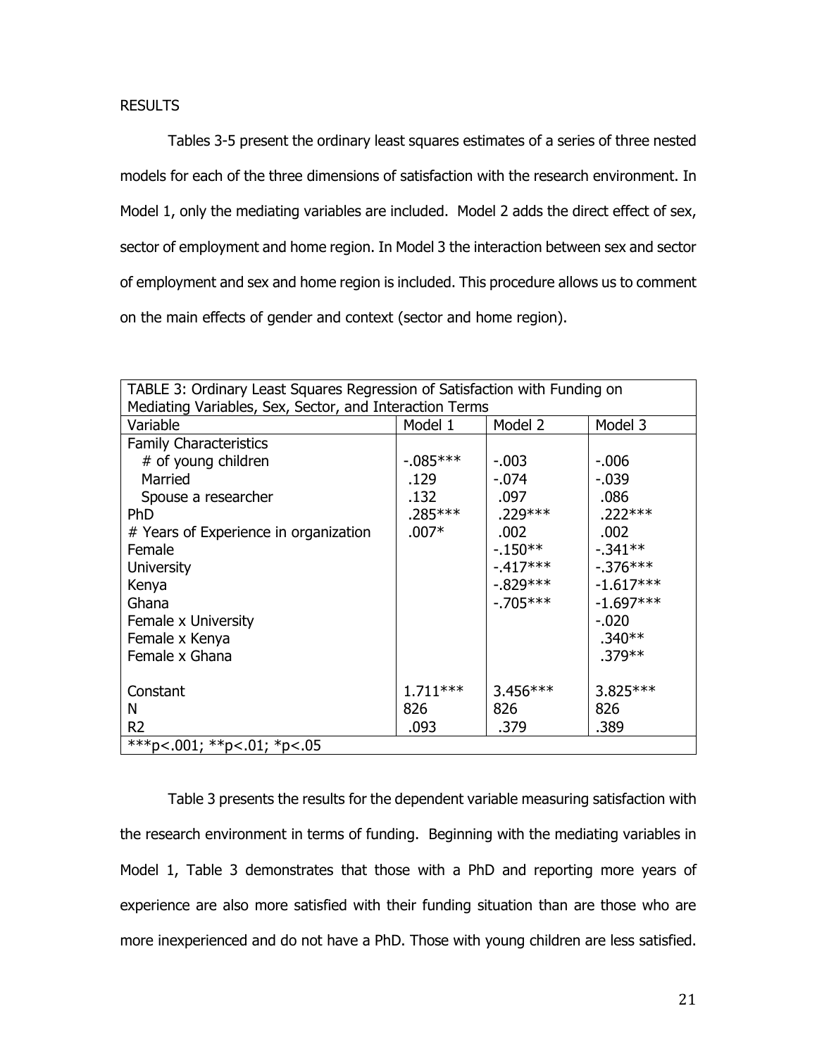RESULTS

Tables 3-5 present the ordinary least squares estimates of a series of three nested models for each of the three dimensions of satisfaction with the research environment. In Model 1, only the mediating variables are included. Model 2 adds the direct effect of sex, sector of employment and home region. In Model 3 the interaction between sex and sector of employment and sex and home region is included. This procedure allows us to comment on the main effects of gender and context (sector and home region).

TABLE 3: Ordinary Least Squares Regression of Satisfaction with Funding on Mediating Variables, Sex, Sector, and Interaction Terms

| Variable | Model 1 | Model 2 | Model 3 |
|---|---|---|---|
| Family Characteristics | | | |
| # of young children | -.085*** | -.003 | -.006 |
| Married | .129 | -.074 | -.039 |
| Spouse a researcher | .132 | .097 | .086 |
| PhD | .285*** | .229*** | .222*** |
| # Years of Experience in organization | .007* | .002 | .002 |
| Female | | -.150** | -.341** |
| University | | -.417*** | -.376*** |
| Kenya | | -.829*** | -1.617*** |
| Ghana | | -.705*** | -1.697*** |
| Female x University | | | -.020 |
| Female x Kenya | | | .340** |
| Female x Ghana | | | .379** |
| Constant | 1.711*** | 3.456*** | 3.825*** |
| N | 826 | 826 | 826 |
| R2 | .093 | .379 | .389 |

***p<.001; **p<.01; *p<.05

Table 3 presents the results for the dependent variable measuring satisfaction with the research environment in terms of funding. Beginning with the mediating variables in Model 1, Table 3 demonstrates that those with a PhD and reporting more years of experience are also more satisfied with their funding situation than are those who are more inexperienced and do not have a PhD. Those with young children are less satisfied.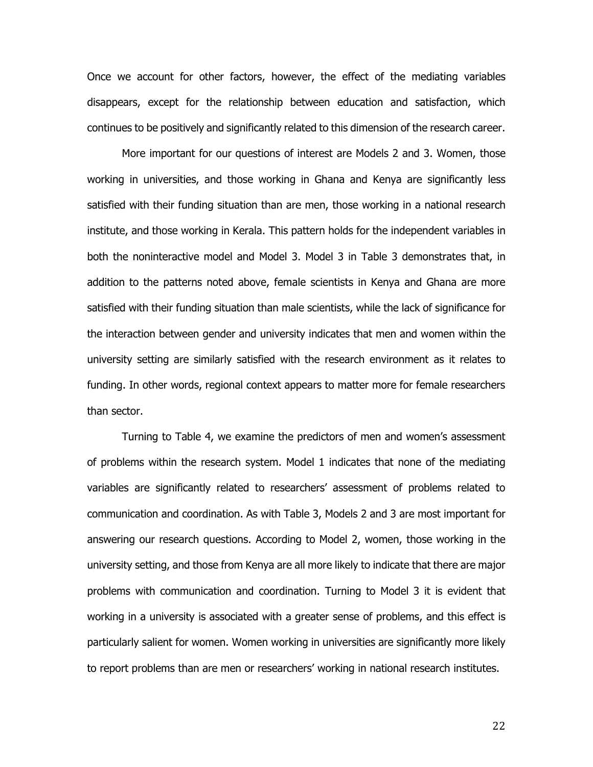Once we account for other factors, however, the effect of the mediating variables disappears, except for the relationship between education and satisfaction, which continues to be positively and significantly related to this dimension of the research career.

More important for our questions of interest are Models 2 and 3. Women, those working in universities, and those working in Ghana and Kenya are significantly less satisfied with their funding situation than are men, those working in a national research institute, and those working in Kerala. This pattern holds for the independent variables in both the noninteractive model and Model 3. Model 3 in Table 3 demonstrates that, in addition to the patterns noted above, female scientists in Kenya and Ghana are more satisfied with their funding situation than male scientists, while the lack of significance for the interaction between gender and university indicates that men and women within the university setting are similarly satisfied with the research environment as it relates to funding. In other words, regional context appears to matter more for female researchers than sector.

Turning to Table 4, we examine the predictors of men and women's assessment of problems within the research system. Model 1 indicates that none of the mediating variables are significantly related to researchers' assessment of problems related to communication and coordination. As with Table 3, Models 2 and 3 are most important for answering our research questions. According to Model 2, women, those working in the university setting, and those from Kenya are all more likely to indicate that there are major problems with communication and coordination. Turning to Model 3 it is evident that working in a university is associated with a greater sense of problems, and this effect is particularly salient for women. Women working in universities are significantly more likely to report problems than are men or researchers' working in national research institutes.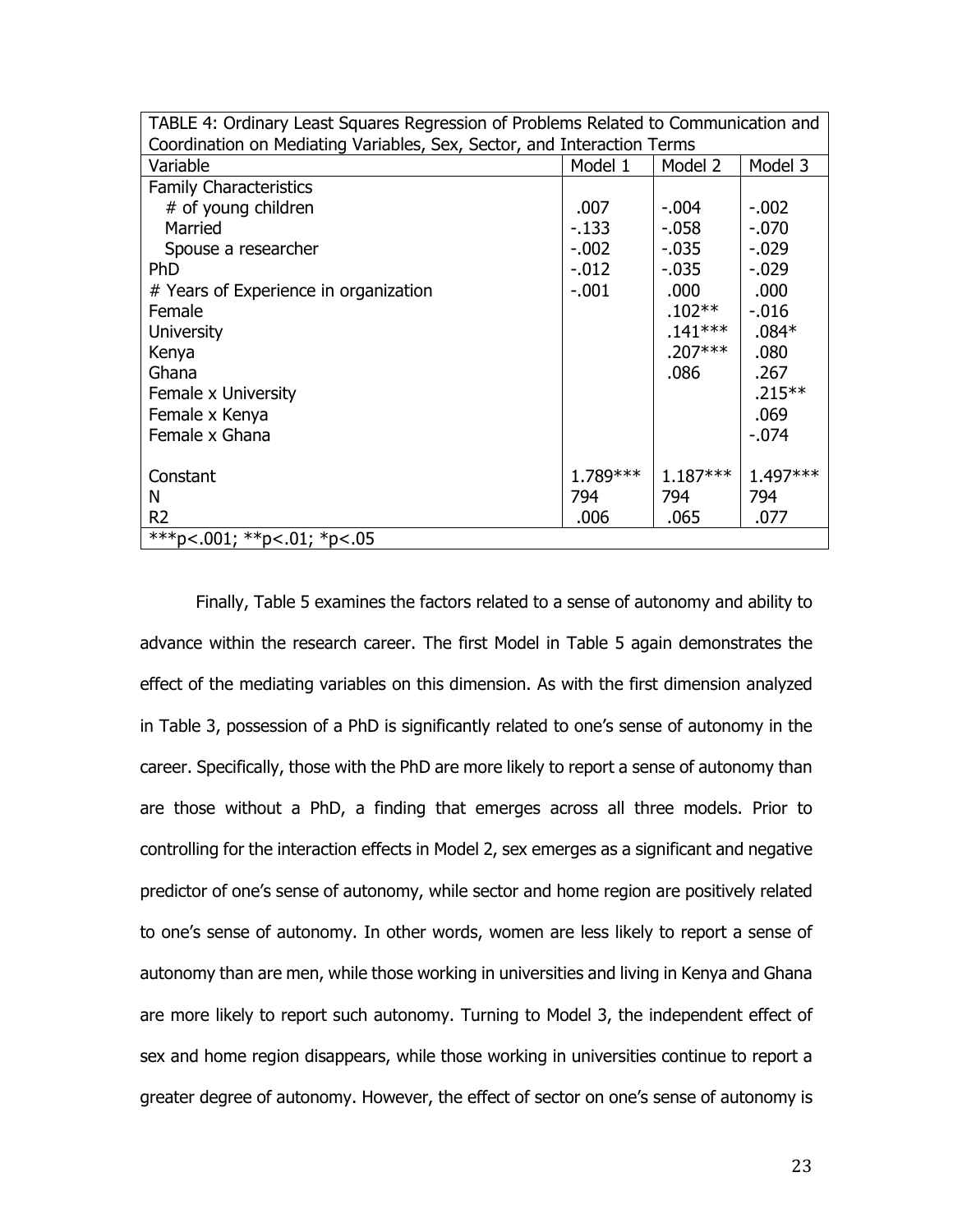TABLE 4: Ordinary Least Squares Regression of Problems Related to Communication and Coordination on Mediating Variables, Sex, Sector, and Interaction Terms

| Variable | Model 1 | Model 2 | Model 3 |
|---|---|---|---|
| Family Characteristics | | | |
| # of young children | .007 | -.004 | -.002 |
| Married | -.133 | -.058 | -.070 |
| Spouse a researcher | -.002 | -.035 | -.029 |
| PhD | -.012 | -.035 | -.029 |
| # Years of Experience in organization | -.001 | .000 | .000 |
| Female | | .102** | -.016 |
| University | | .141*** | .084* |
| Kenya | | .207*** | .080 |
| Ghana | | .086 | .267 |
| Female x University | | | .215** |
| Female x Kenya | | | .069 |
| Female x Ghana | | | -.074 |
| Constant | 1.789*** | 1.187*** | 1.497*** |
| N | 794 | 794 | 794 |
| R2 | .006 | .065 | .077 |

***p<.001; **p<.01; *p<.05

Finally, Table 5 examines the factors related to a sense of autonomy and ability to advance within the research career. The first Model in Table 5 again demonstrates the effect of the mediating variables on this dimension. As with the first dimension analyzed in Table 3, possession of a PhD is significantly related to one's sense of autonomy in the career. Specifically, those with the PhD are more likely to report a sense of autonomy than are those without a PhD, a finding that emerges across all three models. Prior to controlling for the interaction effects in Model 2, sex emerges as a significant and negative predictor of one's sense of autonomy, while sector and home region are positively related to one's sense of autonomy. In other words, women are less likely to report a sense of autonomy than are men, while those working in universities and living in Kenya and Ghana are more likely to report such autonomy. Turning to Model 3, the independent effect of sex and home region disappears, while those working in universities continue to report a greater degree of autonomy. However, the effect of sector on one's sense of autonomy is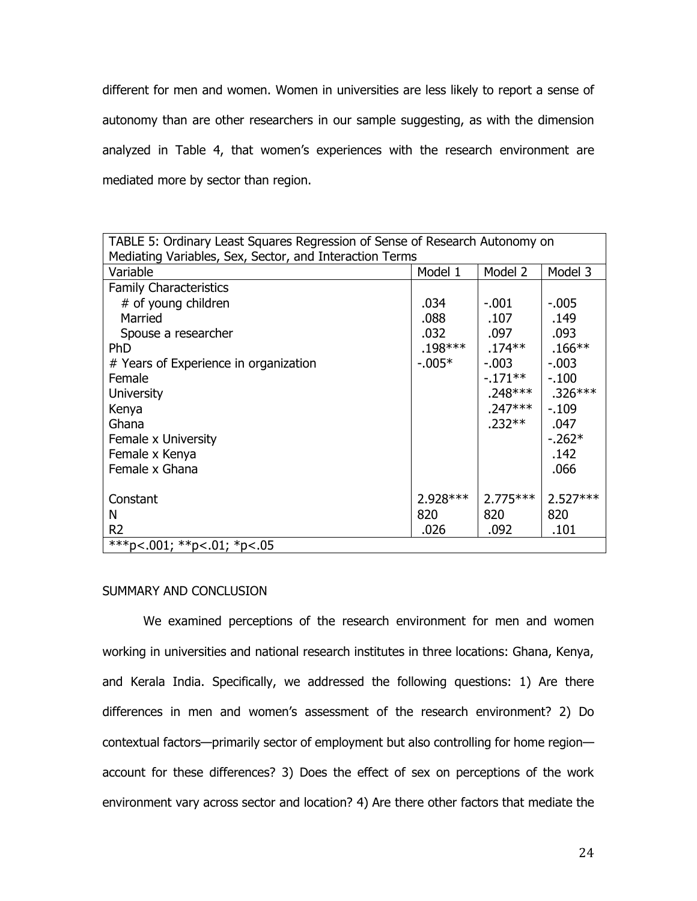different for men and women. Women in universities are less likely to report a sense of autonomy than are other researchers in our sample suggesting, as with the dimension analyzed in Table 4, that women's experiences with the research environment are mediated more by sector than region.

| TABLE 5: Ordinary Least Squares Regression of Sense of Research Autonomy on Mediating Variables, Sex, Sector, and Interaction Terms | | | |
|---|---|---|---|
| Variable | Model 1 | Model 2 | Model 3 |
| Family Characteristics | | | |
| # of young children | .034 | -.001 | -.005 |
| Married | .088 | .107 | .149 |
| Spouse a researcher | .032 | .097 | .093 |
| PhD | .198*** | .174** | .166** |
| # Years of Experience in organization | -.005* | -.003 | -.003 |
| Female | | -.171** | -.100 |
| University | | .248*** | .326*** |
| Kenya | | .247*** | -.109 |
| Ghana | | .232** | .047 |
| Female x University | | | -.262* |
| Female x Kenya | | | .142 |
| Female x Ghana | | | .066 |
| Constant | 2.928*** | 2.775*** | 2.527*** |
| N | 820 | 820 | 820 |
| R2 | .026 | .092 | .101 |
| ***p<.001; **p<.01; *p<.05 | | | |

## SUMMARY AND CONCLUSION

We examined perceptions of the research environment for men and women working in universities and national research institutes in three locations: Ghana, Kenya, and Kerala India. Specifically, we addressed the following questions: 1) Are there differences in men and women's assessment of the research environment? 2) Do contextual factors—primarily sector of employment but also controlling for home region—account for these differences? 3) Does the effect of sex on perceptions of the work environment vary across sector and location? 4) Are there other factors that mediate the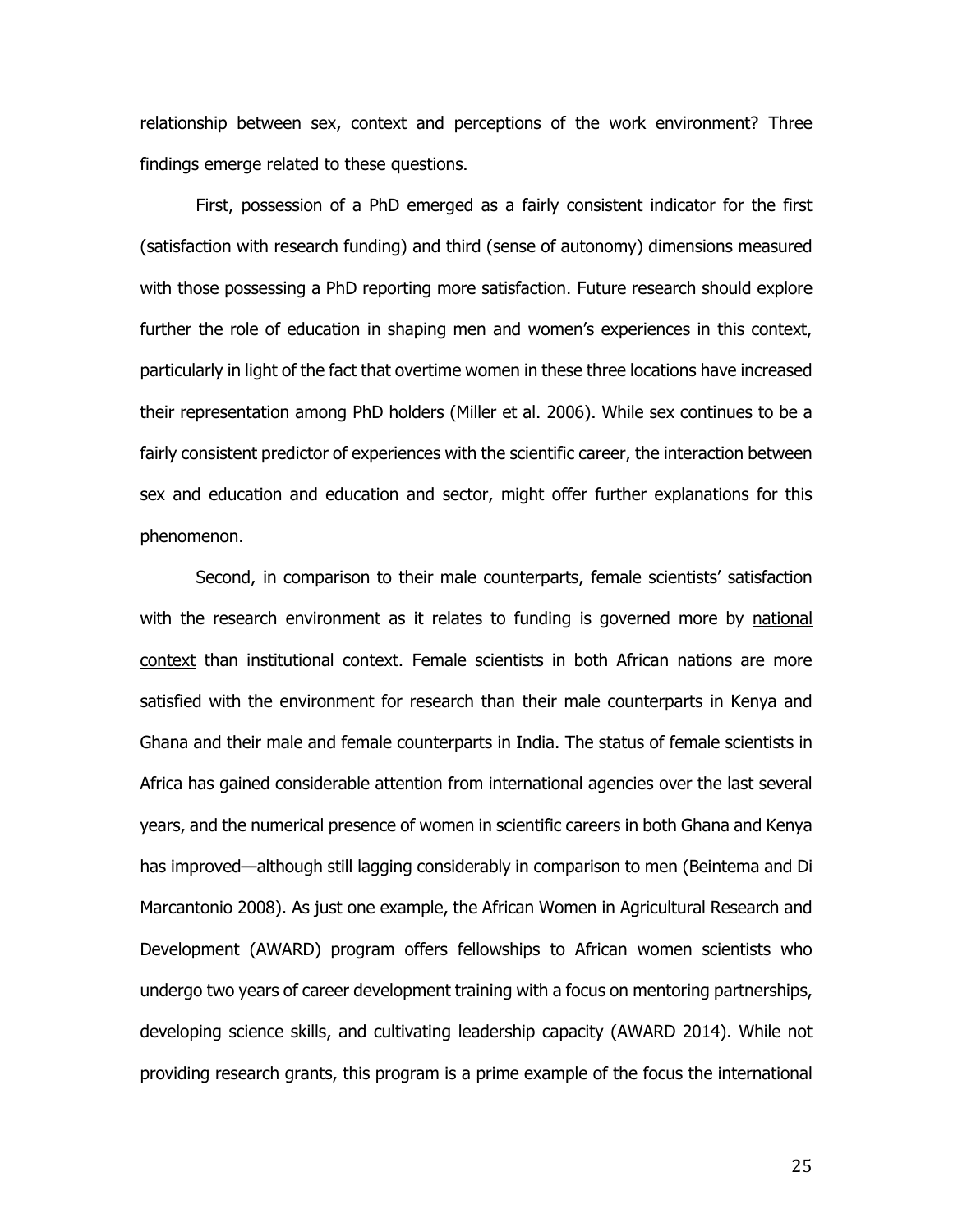relationship between sex, context and perceptions of the work environment? Three findings emerge related to these questions.

First, possession of a PhD emerged as a fairly consistent indicator for the first (satisfaction with research funding) and third (sense of autonomy) dimensions measured with those possessing a PhD reporting more satisfaction. Future research should explore further the role of education in shaping men and women's experiences in this context, particularly in light of the fact that overtime women in these three locations have increased their representation among PhD holders (Miller et al. 2006). While sex continues to be a fairly consistent predictor of experiences with the scientific career, the interaction between sex and education and education and sector, might offer further explanations for this phenomenon.

Second, in comparison to their male counterparts, female scientists' satisfaction with the research environment as it relates to funding is governed more by national context than institutional context. Female scientists in both African nations are more satisfied with the environment for research than their male counterparts in Kenya and Ghana and their male and female counterparts in India. The status of female scientists in Africa has gained considerable attention from international agencies over the last several years, and the numerical presence of women in scientific careers in both Ghana and Kenya has improved—although still lagging considerably in comparison to men (Beintema and Di Marcantonio 2008). As just one example, the African Women in Agricultural Research and Development (AWARD) program offers fellowships to African women scientists who undergo two years of career development training with a focus on mentoring partnerships, developing science skills, and cultivating leadership capacity (AWARD 2014). While not providing research grants, this program is a prime example of the focus the international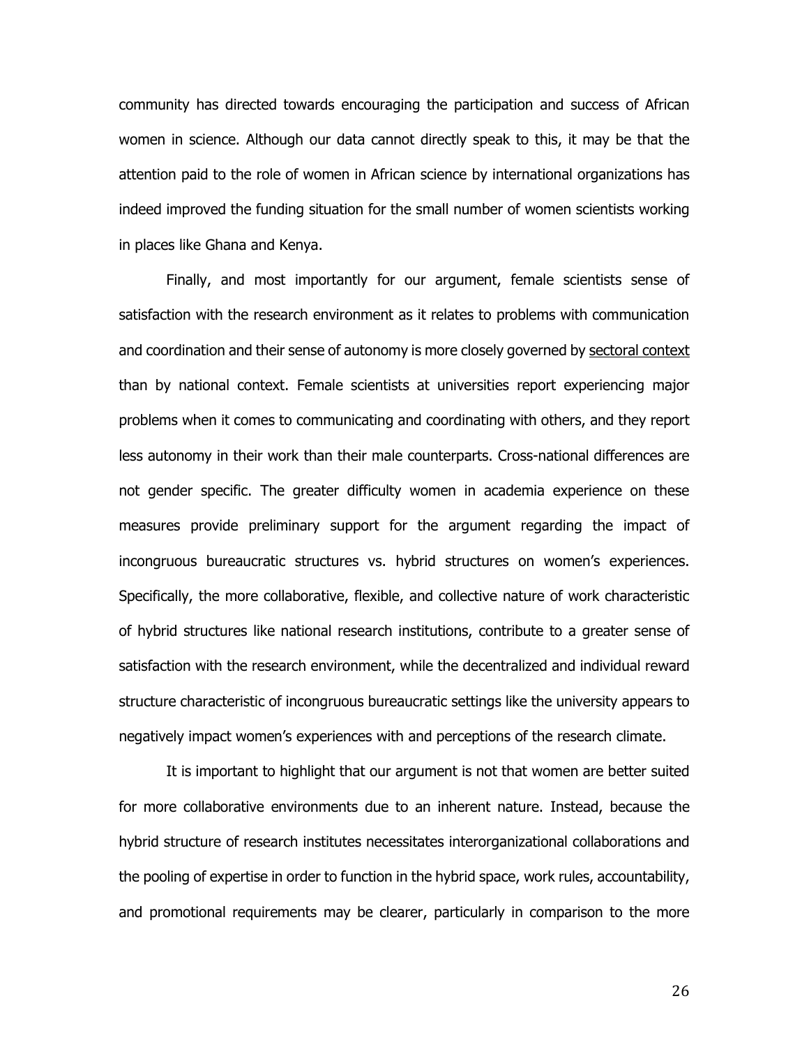community has directed towards encouraging the participation and success of African women in science. Although our data cannot directly speak to this, it may be that the attention paid to the role of women in African science by international organizations has indeed improved the funding situation for the small number of women scientists working in places like Ghana and Kenya.

Finally, and most importantly for our argument, female scientists sense of satisfaction with the research environment as it relates to problems with communication and coordination and their sense of autonomy is more closely governed by <u>sectoral context</u> than by national context. Female scientists at universities report experiencing major problems when it comes to communicating and coordinating with others, and they report less autonomy in their work than their male counterparts. Cross-national differences are not gender specific. The greater difficulty women in academia experience on these measures provide preliminary support for the argument regarding the impact of incongruous bureaucratic structures vs. hybrid structures on women's experiences. Specifically, the more collaborative, flexible, and collective nature of work characteristic of hybrid structures like national research institutions, contribute to a greater sense of satisfaction with the research environment, while the decentralized and individual reward structure characteristic of incongruous bureaucratic settings like the university appears to negatively impact women's experiences with and perceptions of the research climate.

It is important to highlight that our argument is not that women are better suited for more collaborative environments due to an inherent nature. Instead, because the hybrid structure of research institutes necessitates interorganizational collaborations and the pooling of expertise in order to function in the hybrid space, work rules, accountability, and promotional requirements may be clearer, particularly in comparison to the more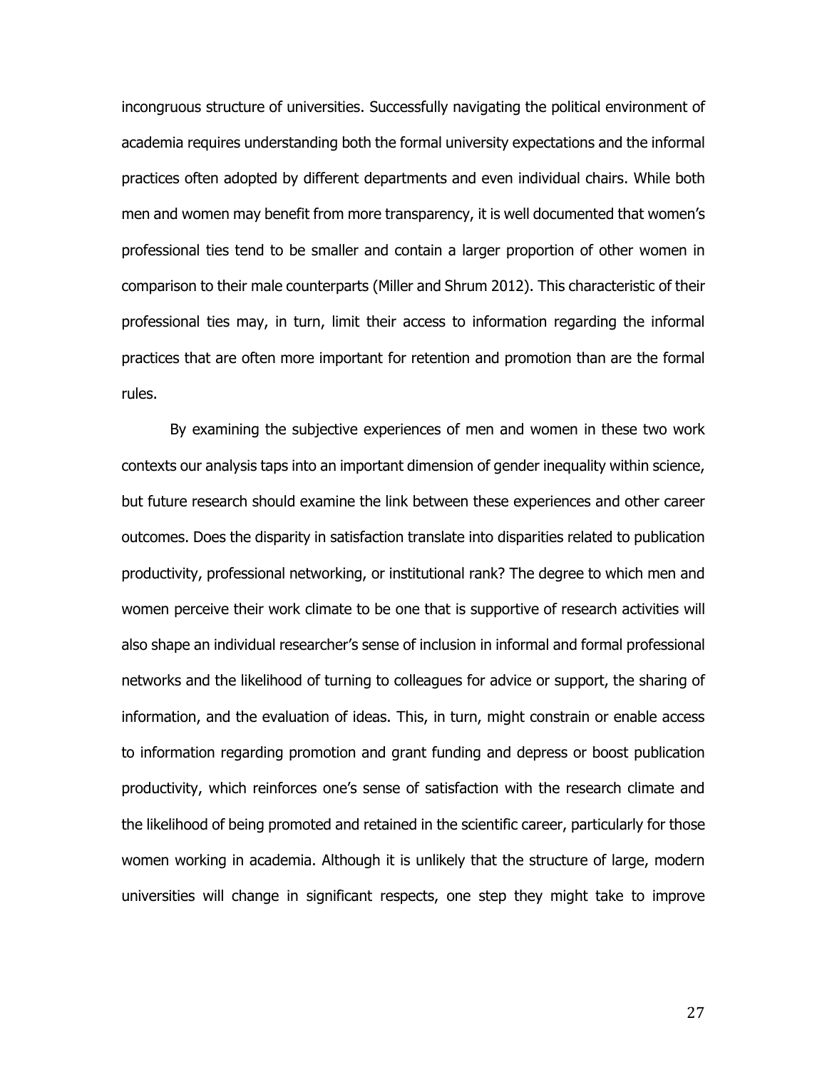incongruous structure of universities. Successfully navigating the political environment of academia requires understanding both the formal university expectations and the informal practices often adopted by different departments and even individual chairs. While both men and women may benefit from more transparency, it is well documented that women's professional ties tend to be smaller and contain a larger proportion of other women in comparison to their male counterparts (Miller and Shrum 2012). This characteristic of their professional ties may, in turn, limit their access to information regarding the informal practices that are often more important for retention and promotion than are the formal rules.

By examining the subjective experiences of men and women in these two work contexts our analysis taps into an important dimension of gender inequality within science, but future research should examine the link between these experiences and other career outcomes. Does the disparity in satisfaction translate into disparities related to publication productivity, professional networking, or institutional rank? The degree to which men and women perceive their work climate to be one that is supportive of research activities will also shape an individual researcher's sense of inclusion in informal and formal professional networks and the likelihood of turning to colleagues for advice or support, the sharing of information, and the evaluation of ideas. This, in turn, might constrain or enable access to information regarding promotion and grant funding and depress or boost publication productivity, which reinforces one's sense of satisfaction with the research climate and the likelihood of being promoted and retained in the scientific career, particularly for those women working in academia. Although it is unlikely that the structure of large, modern universities will change in significant respects, one step they might take to improve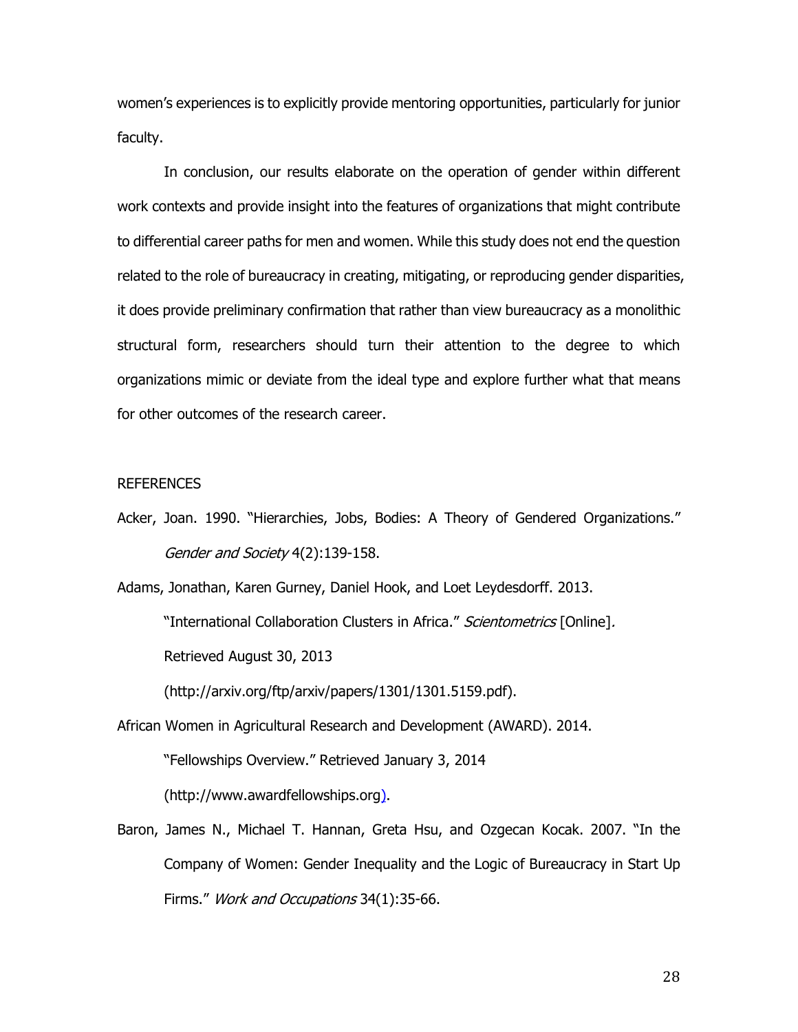women's experiences is to explicitly provide mentoring opportunities, particularly for junior faculty.

In conclusion, our results elaborate on the operation of gender within different work contexts and provide insight into the features of organizations that might contribute to differential career paths for men and women. While this study does not end the question related to the role of bureaucracy in creating, mitigating, or reproducing gender disparities, it does provide preliminary confirmation that rather than view bureaucracy as a monolithic structural form, researchers should turn their attention to the degree to which organizations mimic or deviate from the ideal type and explore further what that means for other outcomes of the research career.

## REFERENCES

Acker, Joan. 1990. "Hierarchies, Jobs, Bodies: A Theory of Gendered Organizations." *Gender and Society* 4(2):139-158.

Adams, Jonathan, Karen Gurney, Daniel Hook, and Loet Leydesdorff. 2013. "International Collaboration Clusters in Africa." *Scientometrics* [Online]. Retrieved August 30, 2013 (http://arxiv.org/ftp/arxiv/papers/1301/1301.5159.pdf).

African Women in Agricultural Research and Development (AWARD). 2014. "Fellowships Overview." Retrieved January 3, 2014 (http://www.awardfellowships.org).

Baron, James N., Michael T. Hannan, Greta Hsu, and Ozgecan Kocak. 2007. "In the Company of Women: Gender Inequality and the Logic of Bureaucracy in Start Up Firms." *Work and Occupations* 34(1):35-66.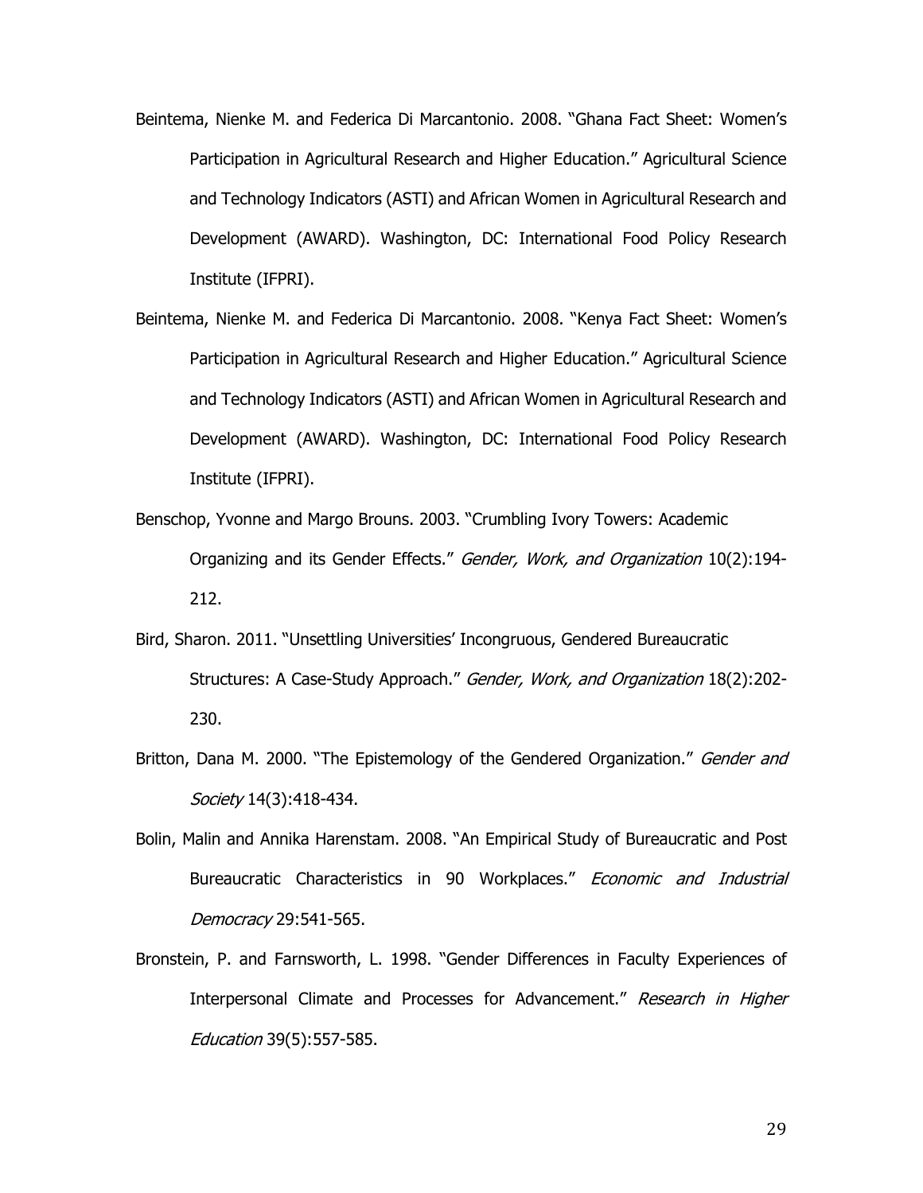Beintema, Nienke M. and Federica Di Marcantonio. 2008. "Ghana Fact Sheet: Women's Participation in Agricultural Research and Higher Education." Agricultural Science and Technology Indicators (ASTI) and African Women in Agricultural Research and Development (AWARD). Washington, DC: International Food Policy Research Institute (IFPRI).

Beintema, Nienke M. and Federica Di Marcantonio. 2008. "Kenya Fact Sheet: Women's Participation in Agricultural Research and Higher Education." Agricultural Science and Technology Indicators (ASTI) and African Women in Agricultural Research and Development (AWARD). Washington, DC: International Food Policy Research Institute (IFPRI).

Benschop, Yvonne and Margo Brouns. 2003. "Crumbling Ivory Towers: Academic Organizing and its Gender Effects." *Gender, Work, and Organization* 10(2):194-212.

Bird, Sharon. 2011. "Unsettling Universities' Incongruous, Gendered Bureaucratic Structures: A Case-Study Approach." *Gender, Work, and Organization* 18(2):202-230.

Britton, Dana M. 2000. "The Epistemology of the Gendered Organization." *Gender and Society* 14(3):418-434.

Bolin, Malin and Annika Harenstam. 2008. "An Empirical Study of Bureaucratic and Post Bureaucratic Characteristics in 90 Workplaces." *Economic and Industrial Democracy* 29:541-565.

Bronstein, P. and Farnsworth, L. 1998. "Gender Differences in Faculty Experiences of Interpersonal Climate and Processes for Advancement." *Research in Higher Education* 39(5):557-585.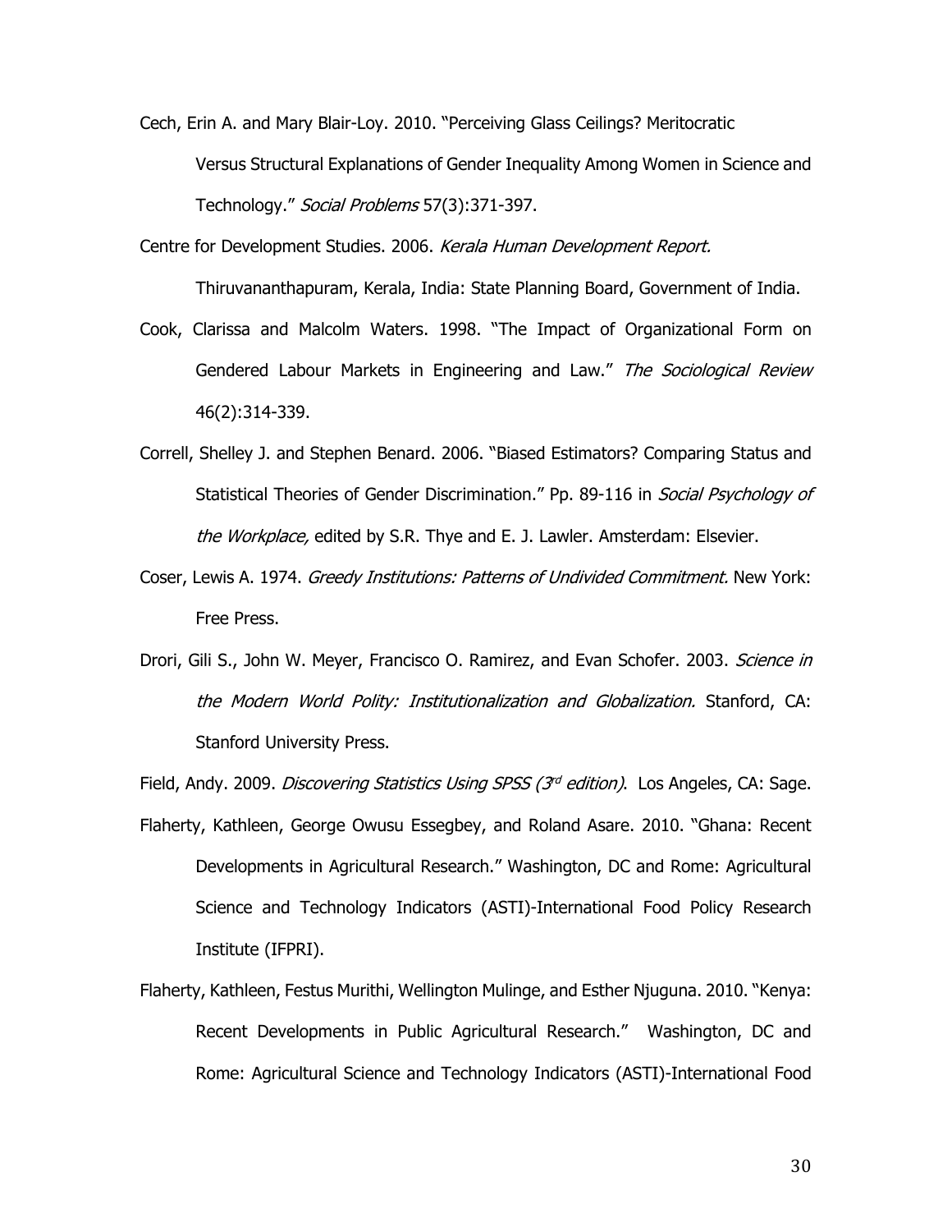Cech, Erin A. and Mary Blair-Loy. 2010. "Perceiving Glass Ceilings? Meritocratic Versus Structural Explanations of Gender Inequality Among Women in Science and Technology." *Social Problems* 57(3):371-397.

Centre for Development Studies. 2006. *Kerala Human Development Report.* Thiruvananthapuram, Kerala, India: State Planning Board, Government of India.

Cook, Clarissa and Malcolm Waters. 1998. "The Impact of Organizational Form on Gendered Labour Markets in Engineering and Law." *The Sociological Review* 46(2):314-339.

Correll, Shelley J. and Stephen Benard. 2006. "Biased Estimators? Comparing Status and Statistical Theories of Gender Discrimination." Pp. 89-116 in *Social Psychology of the Workplace,* edited by S.R. Thye and E. J. Lawler. Amsterdam: Elsevier.

Coser, Lewis A. 1974. *Greedy Institutions: Patterns of Undivided Commitment.* New York: Free Press.

Drori, Gili S., John W. Meyer, Francisco O. Ramirez, and Evan Schofer. 2003. *Science in the Modern World Polity: Institutionalization and Globalization.* Stanford, CA: Stanford University Press.

Field, Andy. 2009. *Discovering Statistics Using SPSS (3rd edition)*. Los Angeles, CA: Sage.

Flaherty, Kathleen, George Owusu Essegbey, and Roland Asare. 2010. "Ghana: Recent Developments in Agricultural Research." Washington, DC and Rome: Agricultural Science and Technology Indicators (ASTI)-International Food Policy Research Institute (IFPRI).

Flaherty, Kathleen, Festus Murithi, Wellington Mulinge, and Esther Njuguna. 2010. "Kenya: Recent Developments in Public Agricultural Research." Washington, DC and Rome: Agricultural Science and Technology Indicators (ASTI)-International Food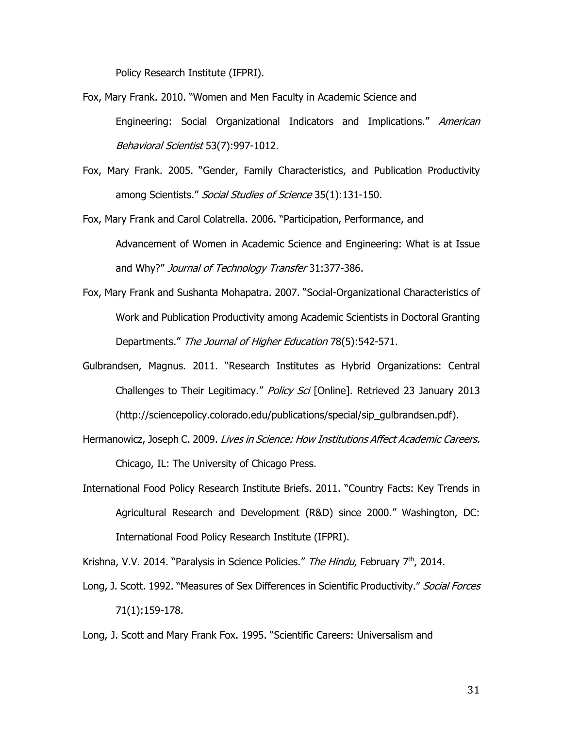Policy Research Institute (IFPRI).

Fox, Mary Frank. 2010. "Women and Men Faculty in Academic Science and Engineering: Social Organizational Indicators and Implications." *American Behavioral Scientist* 53(7):997-1012.

Fox, Mary Frank. 2005. "Gender, Family Characteristics, and Publication Productivity among Scientists." *Social Studies of Science* 35(1):131-150.

Fox, Mary Frank and Carol Colatrella. 2006. "Participation, Performance, and Advancement of Women in Academic Science and Engineering: What is at Issue and Why?" *Journal of Technology Transfer* 31:377-386.

Fox, Mary Frank and Sushanta Mohapatra. 2007. "Social-Organizational Characteristics of Work and Publication Productivity among Academic Scientists in Doctoral Granting Departments." *The Journal of Higher Education* 78(5):542-571.

Gulbrandsen, Magnus. 2011. "Research Institutes as Hybrid Organizations: Central Challenges to Their Legitimacy." *Policy Sci* [Online]. Retrieved 23 January 2013 (http://sciencepolicy.colorado.edu/publications/special/sip_gulbrandsen.pdf).

Hermanowicz, Joseph C. 2009. *Lives in Science: How Institutions Affect Academic Careers.* Chicago, IL: The University of Chicago Press.

International Food Policy Research Institute Briefs. 2011. "Country Facts: Key Trends in Agricultural Research and Development (R&D) since 2000." Washington, DC: International Food Policy Research Institute (IFPRI).

Krishna, V.V. 2014. "Paralysis in Science Policies." *The Hindu*, February 7th, 2014.

Long, J. Scott. 1992. "Measures of Sex Differences in Scientific Productivity." *Social Forces* 71(1):159-178.

Long, J. Scott and Mary Frank Fox. 1995. "Scientific Careers: Universalism and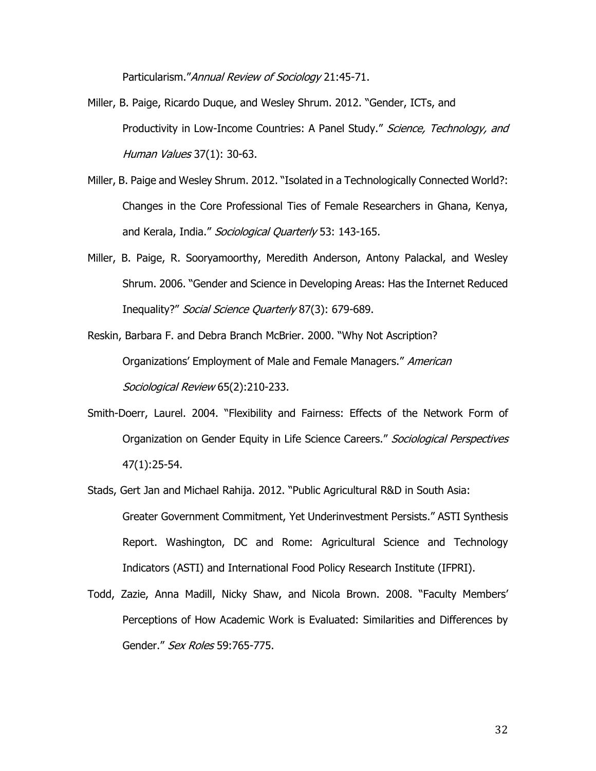Particularism."*Annual Review of Sociology* 21:45-71.

Miller, B. Paige, Ricardo Duque, and Wesley Shrum. 2012. "Gender, ICTs, and Productivity in Low-Income Countries: A Panel Study." *Science, Technology, and Human Values* 37(1): 30-63.

Miller, B. Paige and Wesley Shrum. 2012. "Isolated in a Technologically Connected World?: Changes in the Core Professional Ties of Female Researchers in Ghana, Kenya, and Kerala, India." *Sociological Quarterly* 53: 143-165.

Miller, B. Paige, R. Sooryamoorthy, Meredith Anderson, Antony Palackal, and Wesley Shrum. 2006. "Gender and Science in Developing Areas: Has the Internet Reduced Inequality?" *Social Science Quarterly* 87(3): 679-689.

Reskin, Barbara F. and Debra Branch McBrier. 2000. "Why Not Ascription? Organizations' Employment of Male and Female Managers." *American Sociological Review* 65(2):210-233.

Smith-Doerr, Laurel. 2004. "Flexibility and Fairness: Effects of the Network Form of Organization on Gender Equity in Life Science Careers." *Sociological Perspectives* 47(1):25-54.

Stads, Gert Jan and Michael Rahija. 2012. "Public Agricultural R&D in South Asia: Greater Government Commitment, Yet Underinvestment Persists." ASTI Synthesis Report. Washington, DC and Rome: Agricultural Science and Technology Indicators (ASTI) and International Food Policy Research Institute (IFPRI).

Todd, Zazie, Anna Madill, Nicky Shaw, and Nicola Brown. 2008. "Faculty Members' Perceptions of How Academic Work is Evaluated: Similarities and Differences by Gender." *Sex Roles* 59:765-775.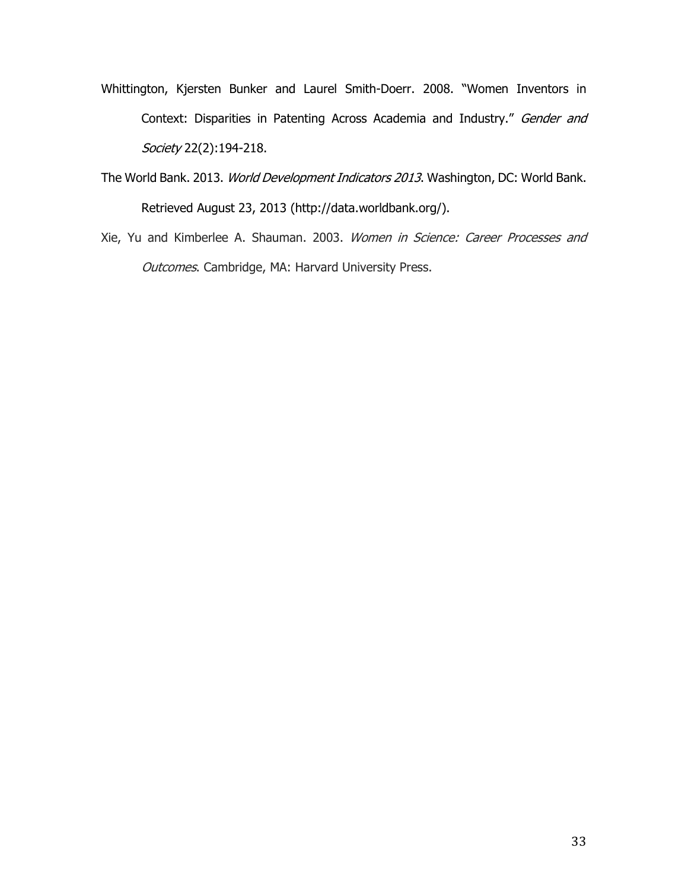Whittington, Kjersten Bunker and Laurel Smith-Doerr. 2008. "Women Inventors in Context: Disparities in Patenting Across Academia and Industry." *Gender and Society* 22(2):194-218.

The World Bank. 2013. *World Development Indicators 2013*. Washington, DC: World Bank. Retrieved August 23, 2013 (http://data.worldbank.org/).

Xie, Yu and Kimberlee A. Shauman. 2003. *Women in Science: Career Processes and Outcomes*. Cambridge, MA: Harvard University Press.